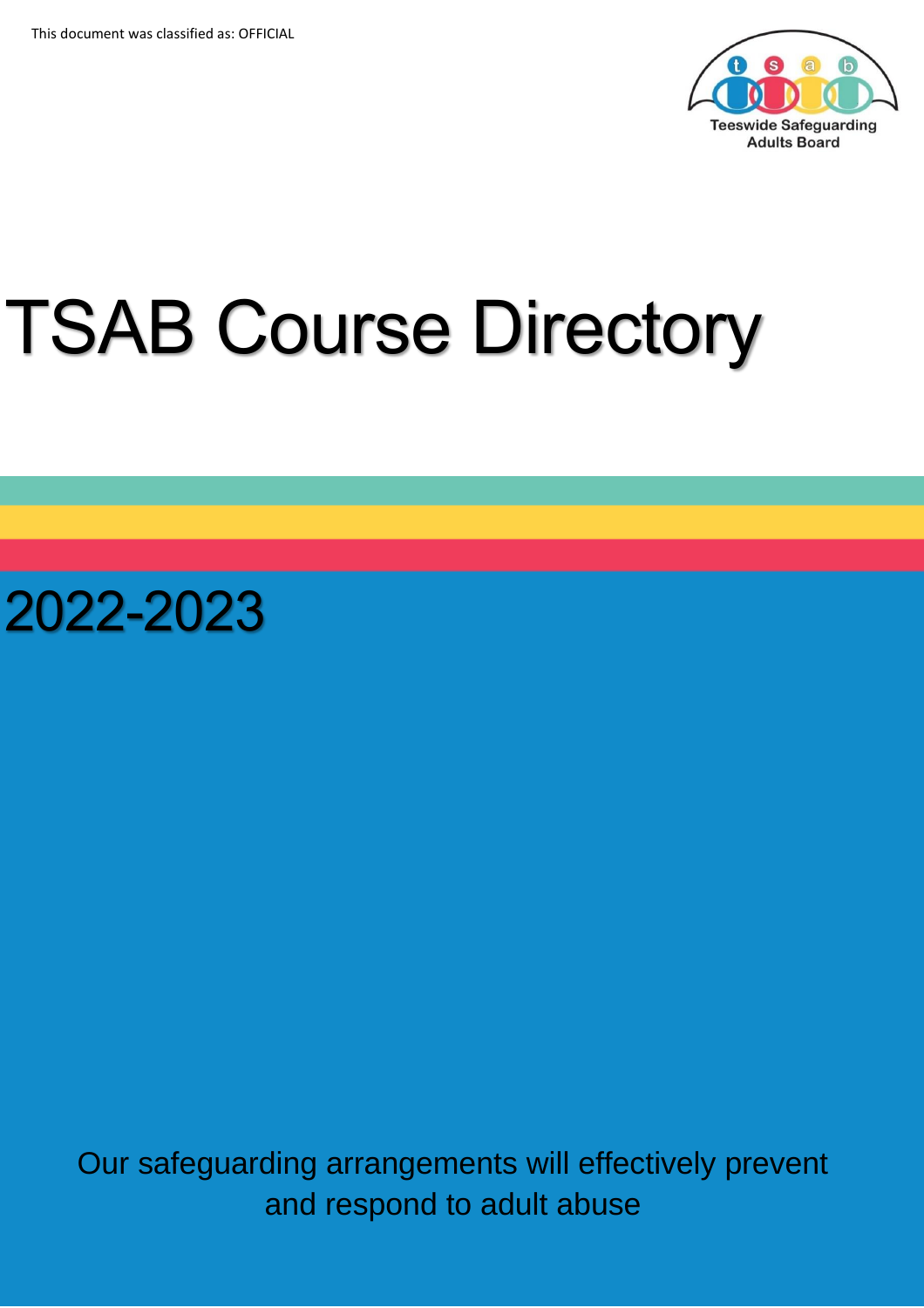This document was classified as: OFFICIAL

Teeswide Safeguarding Adults Board

# TSAB Course Directory

## 2022-2023

Our safeguarding arrangements will effectively prevent and respond to adult abuse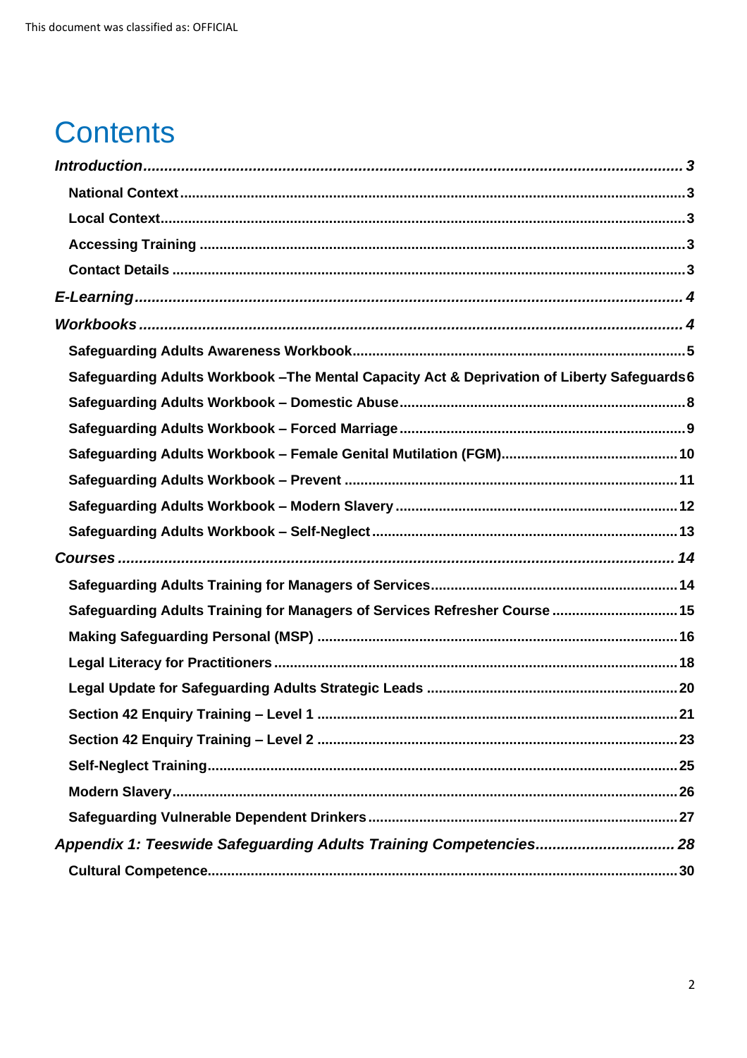# Contents

| | |
|---|---|
| ***Introduction*** | ***3*** |
| **National Context** | **3** |
| **Local Context** | **3** |
| **Accessing Training** | **3** |
| **Contact Details** | **3** |
| ***E-Learning*** | ***4*** |
| ***Workbooks*** | ***4*** |
| **Safeguarding Adults Awareness Workbook** | **5** |
| **Safeguarding Adults Workbook –The Mental Capacity Act & Deprivation of Liberty Safeguards** | **6** |
| **Safeguarding Adults Workbook – Domestic Abuse** | **8** |
| **Safeguarding Adults Workbook – Forced Marriage** | **9** |
| **Safeguarding Adults Workbook – Female Genital Mutilation (FGM)** | **10** |
| **Safeguarding Adults Workbook – Prevent** | **11** |
| **Safeguarding Adults Workbook – Modern Slavery** | **12** |
| **Safeguarding Adults Workbook – Self-Neglect** | **13** |
| ***Courses*** | ***14*** |
| **Safeguarding Adults Training for Managers of Services** | **14** |
| **Safeguarding Adults Training for Managers of Services Refresher Course** | **15** |
| **Making Safeguarding Personal (MSP)** | **16** |
| **Legal Literacy for Practitioners** | **18** |
| **Legal Update for Safeguarding Adults Strategic Leads** | **20** |
| **Section 42 Enquiry Training – Level 1** | **21** |
| **Section 42 Enquiry Training – Level 2** | **23** |
| **Self-Neglect Training** | **25** |
| **Modern Slavery** | **26** |
| **Safeguarding Vulnerable Dependent Drinkers** | **27** |
| ***Appendix 1: Teeswide Safeguarding Adults Training Competencies*** | ***28*** |
| **Cultural Competence** | **30** |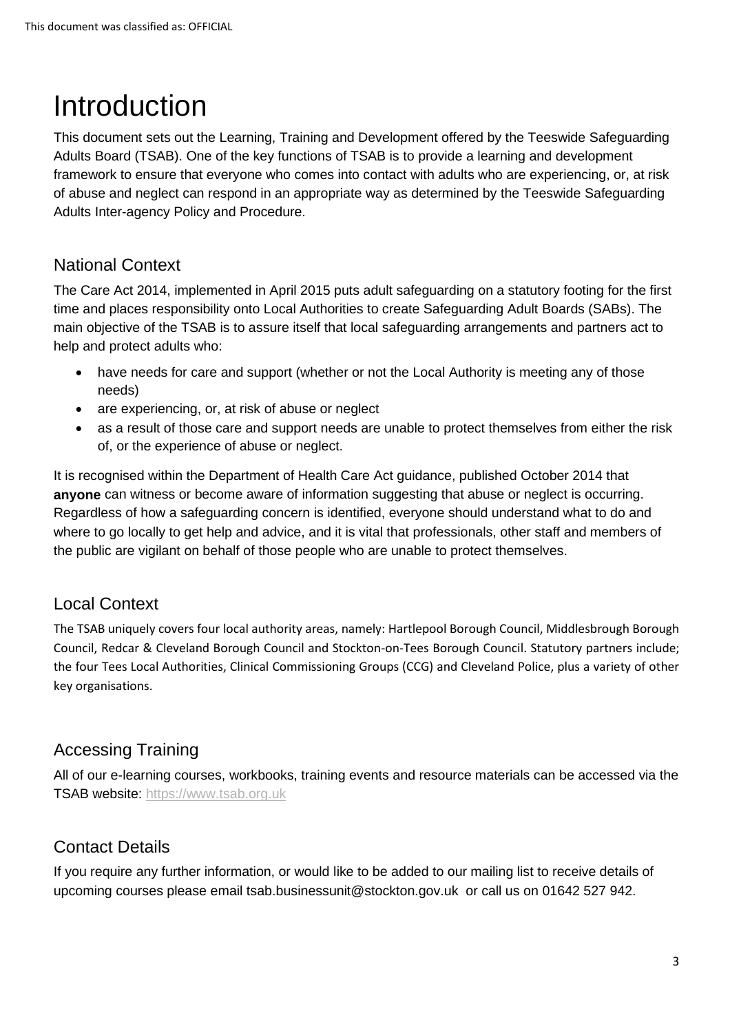# Introduction

This document sets out the Learning, Training and Development offered by the Teeswide Safeguarding Adults Board (TSAB). One of the key functions of TSAB is to provide a learning and development framework to ensure that everyone who comes into contact with adults who are experiencing, or, at risk of abuse and neglect can respond in an appropriate way as determined by the Teeswide Safeguarding Adults Inter-agency Policy and Procedure.

## National Context

The Care Act 2014, implemented in April 2015 puts adult safeguarding on a statutory footing for the first time and places responsibility onto Local Authorities to create Safeguarding Adult Boards (SABs). The main objective of the TSAB is to assure itself that local safeguarding arrangements and partners act to help and protect adults who:

- have needs for care and support (whether or not the Local Authority is meeting any of those needs)
- are experiencing, or, at risk of abuse or neglect
- as a result of those care and support needs are unable to protect themselves from either the risk of, or the experience of abuse or neglect.

It is recognised within the Department of Health Care Act guidance, published October 2014 that **anyone** can witness or become aware of information suggesting that abuse or neglect is occurring. Regardless of how a safeguarding concern is identified, everyone should understand what to do and where to go locally to get help and advice, and it is vital that professionals, other staff and members of the public are vigilant on behalf of those people who are unable to protect themselves.

## Local Context

The TSAB uniquely covers four local authority areas, namely: Hartlepool Borough Council, Middlesbrough Borough Council, Redcar & Cleveland Borough Council and Stockton-on-Tees Borough Council. Statutory partners include; the four Tees Local Authorities, Clinical Commissioning Groups (CCG) and Cleveland Police, plus a variety of other key organisations.

## Accessing Training

All of our e-learning courses, workbooks, training events and resource materials can be accessed via the TSAB website: https://www.tsab.org.uk

## Contact Details

If you require any further information, or would like to be added to our mailing list to receive details of upcoming courses please email tsab.businessunit@stockton.gov.uk or call us on 01642 527 942.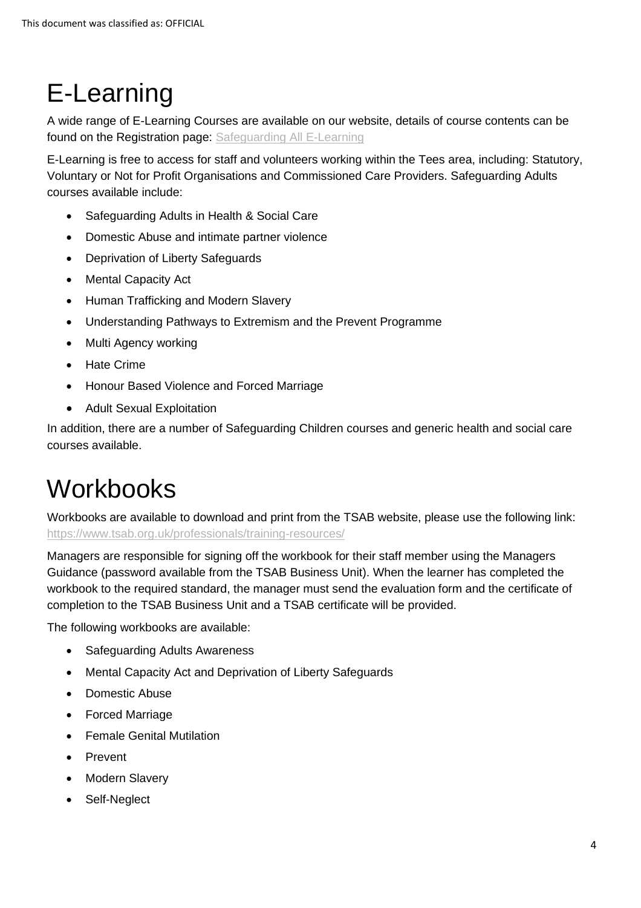# E-Learning

A wide range of E-Learning Courses are available on our website, details of course contents can be found on the Registration page: [Safeguarding All E-Learning]

E-Learning is free to access for staff and volunteers working within the Tees area, including: Statutory, Voluntary or Not for Profit Organisations and Commissioned Care Providers. Safeguarding Adults courses available include:

- Safeguarding Adults in Health & Social Care
- Domestic Abuse and intimate partner violence
- Deprivation of Liberty Safeguards
- Mental Capacity Act
- Human Trafficking and Modern Slavery
- Understanding Pathways to Extremism and the Prevent Programme
- Multi Agency working
- Hate Crime
- Honour Based Violence and Forced Marriage
- Adult Sexual Exploitation

In addition, there are a number of Safeguarding Children courses and generic health and social care courses available.

# Workbooks

Workbooks are available to download and print from the TSAB website, please use the following link: https://www.tsab.org.uk/professionals/training-resources/

Managers are responsible for signing off the workbook for their staff member using the Managers Guidance (password available from the TSAB Business Unit). When the learner has completed the workbook to the required standard, the manager must send the evaluation form and the certificate of completion to the TSAB Business Unit and a TSAB certificate will be provided.

The following workbooks are available:

- Safeguarding Adults Awareness
- Mental Capacity Act and Deprivation of Liberty Safeguards
- Domestic Abuse
- Forced Marriage
- Female Genital Mutilation
- Prevent
- Modern Slavery
- Self-Neglect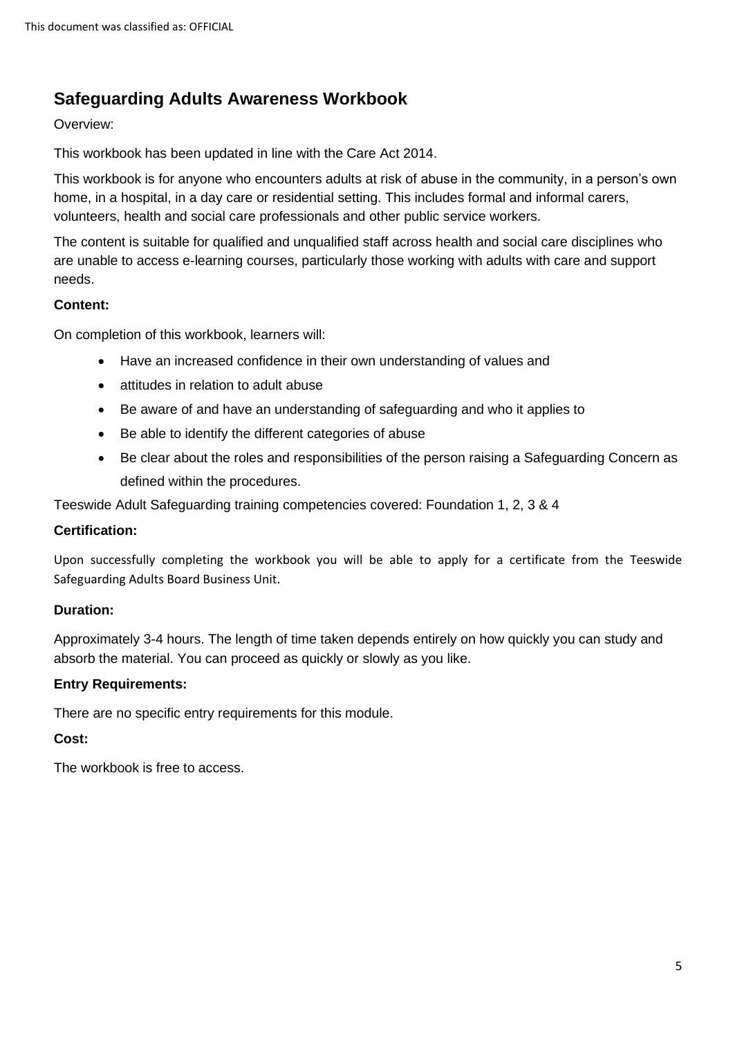## Safeguarding Adults Awareness Workbook

Overview:

This workbook has been updated in line with the Care Act 2014.

This workbook is for anyone who encounters adults at risk of abuse in the community, in a person's own home, in a hospital, in a day care or residential setting. This includes formal and informal carers, volunteers, health and social care professionals and other public service workers.

The content is suitable for qualified and unqualified staff across health and social care disciplines who are unable to access e-learning courses, particularly those working with adults with care and support needs.

**Content:**

On completion of this workbook, learners will:

- Have an increased confidence in their own understanding of values and
- attitudes in relation to adult abuse
- Be aware of and have an understanding of safeguarding and who it applies to
- Be able to identify the different categories of abuse
- Be clear about the roles and responsibilities of the person raising a Safeguarding Concern as defined within the procedures.

Teeswide Adult Safeguarding training competencies covered: Foundation 1, 2, 3 & 4

**Certification:**

Upon successfully completing the workbook you will be able to apply for a certificate from the Teeswide Safeguarding Adults Board Business Unit.

**Duration:**

Approximately 3-4 hours. The length of time taken depends entirely on how quickly you can study and absorb the material. You can proceed as quickly or slowly as you like.

**Entry Requirements:**

There are no specific entry requirements for this module.

**Cost:**

The workbook is free to access.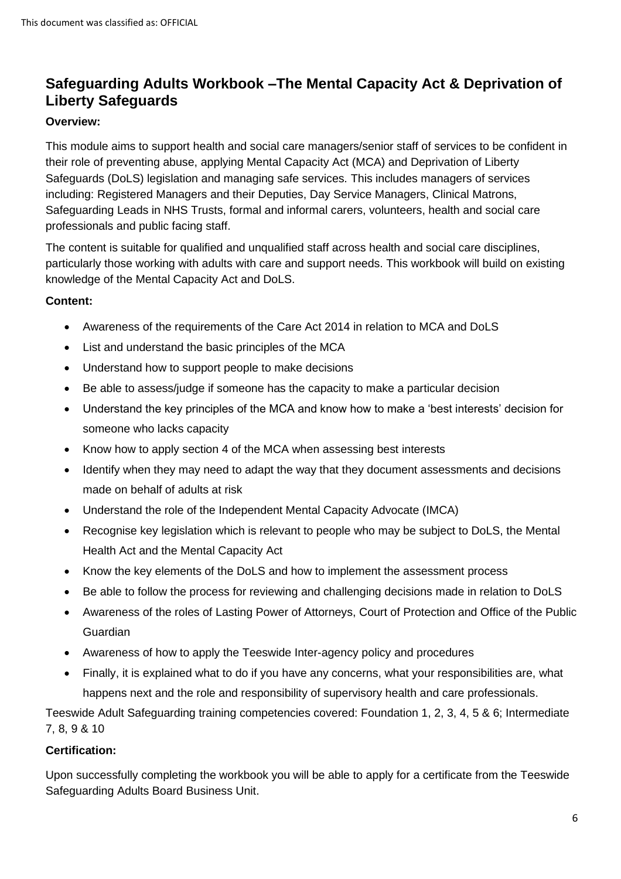## Safeguarding Adults Workbook –The Mental Capacity Act & Deprivation of Liberty Safeguards

**Overview:**

This module aims to support health and social care managers/senior staff of services to be confident in their role of preventing abuse, applying Mental Capacity Act (MCA) and Deprivation of Liberty Safeguards (DoLS) legislation and managing safe services. This includes managers of services including: Registered Managers and their Deputies, Day Service Managers, Clinical Matrons, Safeguarding Leads in NHS Trusts, formal and informal carers, volunteers, health and social care professionals and public facing staff.

The content is suitable for qualified and unqualified staff across health and social care disciplines, particularly those working with adults with care and support needs. This workbook will build on existing knowledge of the Mental Capacity Act and DoLS.

**Content:**

- Awareness of the requirements of the Care Act 2014 in relation to MCA and DoLS
- List and understand the basic principles of the MCA
- Understand how to support people to make decisions
- Be able to assess/judge if someone has the capacity to make a particular decision
- Understand the key principles of the MCA and know how to make a 'best interests' decision for someone who lacks capacity
- Know how to apply section 4 of the MCA when assessing best interests
- Identify when they may need to adapt the way that they document assessments and decisions made on behalf of adults at risk
- Understand the role of the Independent Mental Capacity Advocate (IMCA)
- Recognise key legislation which is relevant to people who may be subject to DoLS, the Mental Health Act and the Mental Capacity Act
- Know the key elements of the DoLS and how to implement the assessment process
- Be able to follow the process for reviewing and challenging decisions made in relation to DoLS
- Awareness of the roles of Lasting Power of Attorneys, Court of Protection and Office of the Public Guardian
- Awareness of how to apply the Teeswide Inter-agency policy and procedures
- Finally, it is explained what to do if you have any concerns, what your responsibilities are, what happens next and the role and responsibility of supervisory health and care professionals.

Teeswide Adult Safeguarding training competencies covered: Foundation 1, 2, 3, 4, 5 & 6; Intermediate 7, 8, 9 & 10

**Certification:**

Upon successfully completing the workbook you will be able to apply for a certificate from the Teeswide Safeguarding Adults Board Business Unit.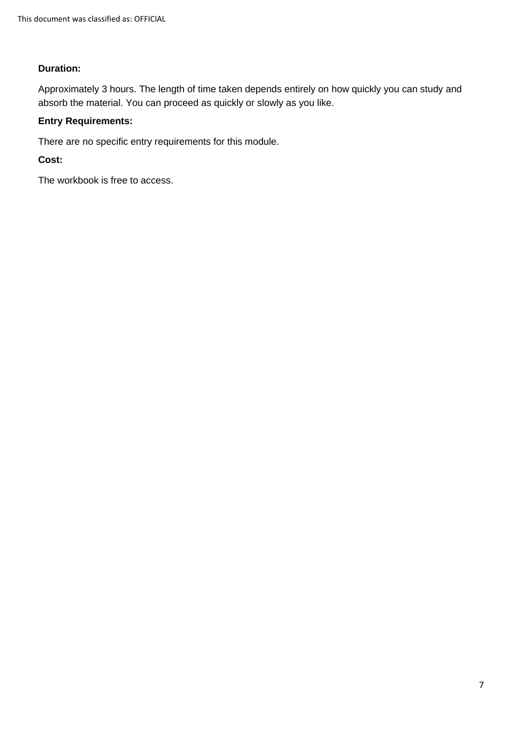**Duration:**

Approximately 3 hours. The length of time taken depends entirely on how quickly you can study and absorb the material. You can proceed as quickly or slowly as you like.

**Entry Requirements:**

There are no specific entry requirements for this module.

**Cost:**

The workbook is free to access.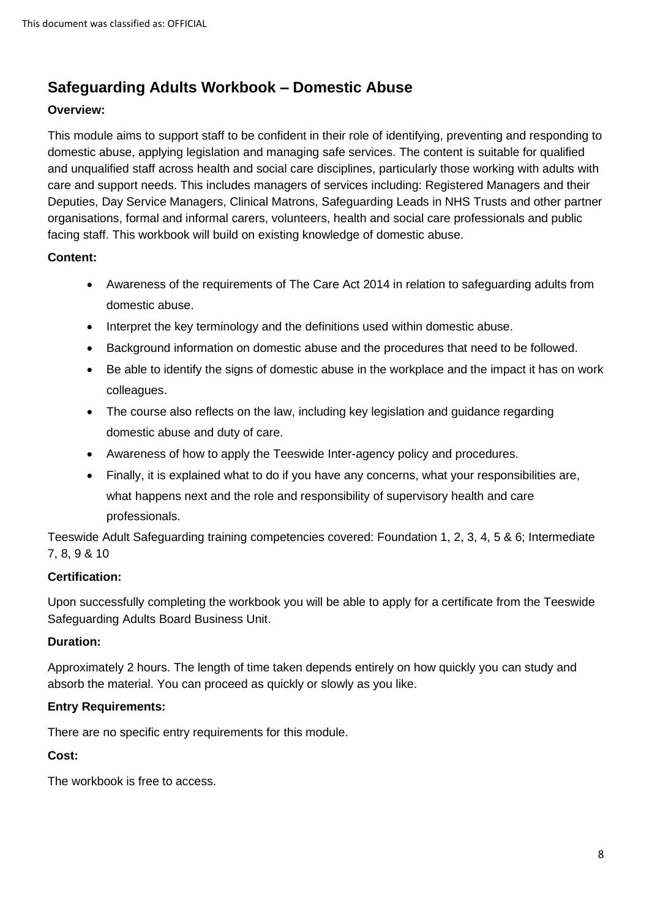## Safeguarding Adults Workbook – Domestic Abuse

**Overview:**

This module aims to support staff to be confident in their role of identifying, preventing and responding to domestic abuse, applying legislation and managing safe services. The content is suitable for qualified and unqualified staff across health and social care disciplines, particularly those working with adults with care and support needs. This includes managers of services including: Registered Managers and their Deputies, Day Service Managers, Clinical Matrons, Safeguarding Leads in NHS Trusts and other partner organisations, formal and informal carers, volunteers, health and social care professionals and public facing staff. This workbook will build on existing knowledge of domestic abuse.

**Content:**

- Awareness of the requirements of The Care Act 2014 in relation to safeguarding adults from domestic abuse.
- Interpret the key terminology and the definitions used within domestic abuse.
- Background information on domestic abuse and the procedures that need to be followed.
- Be able to identify the signs of domestic abuse in the workplace and the impact it has on work colleagues.
- The course also reflects on the law, including key legislation and guidance regarding domestic abuse and duty of care.
- Awareness of how to apply the Teeswide Inter-agency policy and procedures.
- Finally, it is explained what to do if you have any concerns, what your responsibilities are, what happens next and the role and responsibility of supervisory health and care professionals.

Teeswide Adult Safeguarding training competencies covered: Foundation 1, 2, 3, 4, 5 & 6; Intermediate 7, 8, 9 & 10

**Certification:**

Upon successfully completing the workbook you will be able to apply for a certificate from the Teeswide Safeguarding Adults Board Business Unit.

**Duration:**

Approximately 2 hours. The length of time taken depends entirely on how quickly you can study and absorb the material. You can proceed as quickly or slowly as you like.

**Entry Requirements:**

There are no specific entry requirements for this module.

**Cost:**

The workbook is free to access.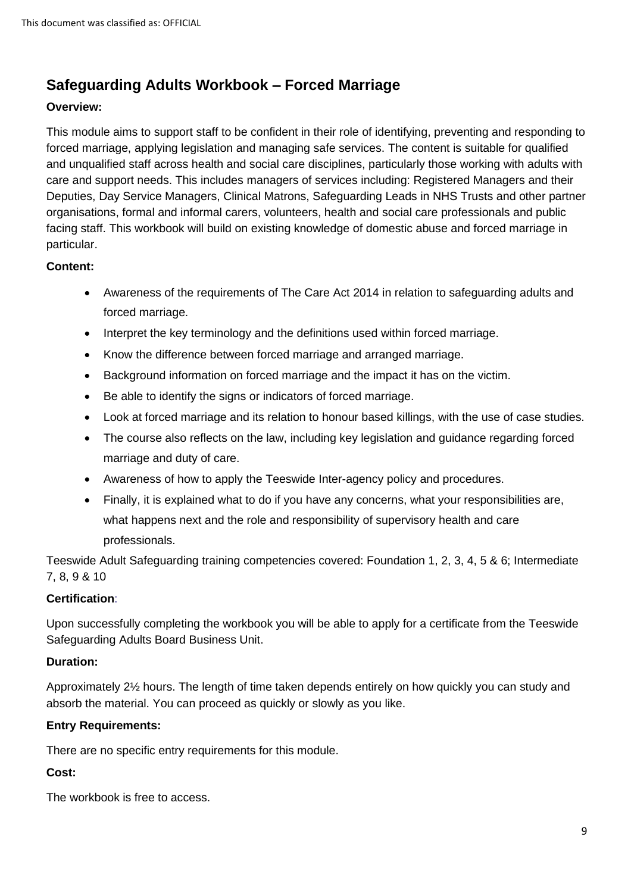## Safeguarding Adults Workbook – Forced Marriage

**Overview:**

This module aims to support staff to be confident in their role of identifying, preventing and responding to forced marriage, applying legislation and managing safe services. The content is suitable for qualified and unqualified staff across health and social care disciplines, particularly those working with adults with care and support needs. This includes managers of services including: Registered Managers and their Deputies, Day Service Managers, Clinical Matrons, Safeguarding Leads in NHS Trusts and other partner organisations, formal and informal carers, volunteers, health and social care professionals and public facing staff. This workbook will build on existing knowledge of domestic abuse and forced marriage in particular.

**Content:**

- Awareness of the requirements of The Care Act 2014 in relation to safeguarding adults and forced marriage.
- Interpret the key terminology and the definitions used within forced marriage.
- Know the difference between forced marriage and arranged marriage.
- Background information on forced marriage and the impact it has on the victim.
- Be able to identify the signs or indicators of forced marriage.
- Look at forced marriage and its relation to honour based killings, with the use of case studies.
- The course also reflects on the law, including key legislation and guidance regarding forced marriage and duty of care.
- Awareness of how to apply the Teeswide Inter-agency policy and procedures.
- Finally, it is explained what to do if you have any concerns, what your responsibilities are, what happens next and the role and responsibility of supervisory health and care professionals.

Teeswide Adult Safeguarding training competencies covered: Foundation 1, 2, 3, 4, 5 & 6; Intermediate 7, 8, 9 & 10

**Certification**:

Upon successfully completing the workbook you will be able to apply for a certificate from the Teeswide Safeguarding Adults Board Business Unit.

**Duration:**

Approximately 2½ hours. The length of time taken depends entirely on how quickly you can study and absorb the material. You can proceed as quickly or slowly as you like.

**Entry Requirements:**

There are no specific entry requirements for this module.

**Cost:**

The workbook is free to access.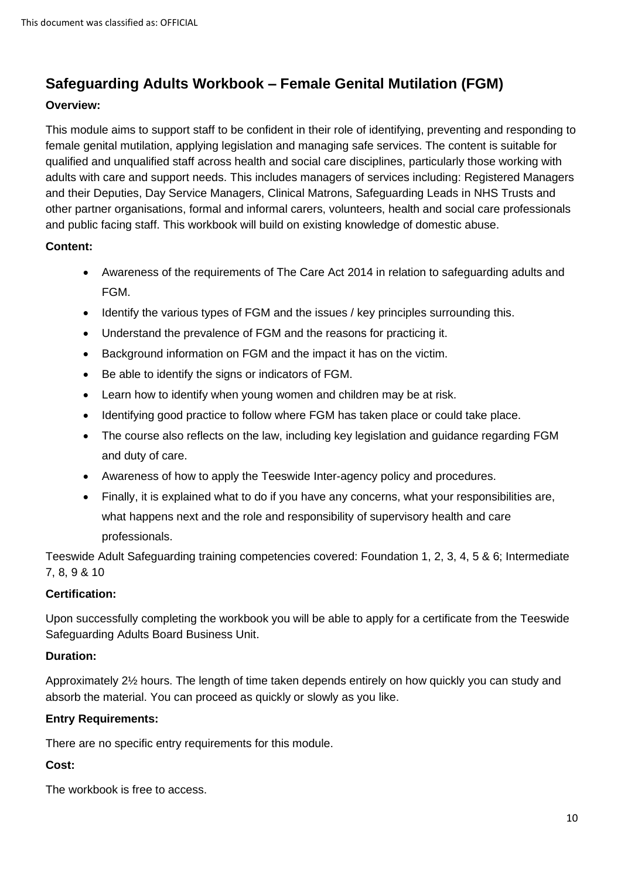## Safeguarding Adults Workbook – Female Genital Mutilation (FGM)

**Overview:**

This module aims to support staff to be confident in their role of identifying, preventing and responding to female genital mutilation, applying legislation and managing safe services. The content is suitable for qualified and unqualified staff across health and social care disciplines, particularly those working with adults with care and support needs. This includes managers of services including: Registered Managers and their Deputies, Day Service Managers, Clinical Matrons, Safeguarding Leads in NHS Trusts and other partner organisations, formal and informal carers, volunteers, health and social care professionals and public facing staff. This workbook will build on existing knowledge of domestic abuse.

**Content:**

- Awareness of the requirements of The Care Act 2014 in relation to safeguarding adults and FGM.
- Identify the various types of FGM and the issues / key principles surrounding this.
- Understand the prevalence of FGM and the reasons for practicing it.
- Background information on FGM and the impact it has on the victim.
- Be able to identify the signs or indicators of FGM.
- Learn how to identify when young women and children may be at risk.
- Identifying good practice to follow where FGM has taken place or could take place.
- The course also reflects on the law, including key legislation and guidance regarding FGM and duty of care.
- Awareness of how to apply the Teeswide Inter-agency policy and procedures.
- Finally, it is explained what to do if you have any concerns, what your responsibilities are, what happens next and the role and responsibility of supervisory health and care professionals.

Teeswide Adult Safeguarding training competencies covered: Foundation 1, 2, 3, 4, 5 & 6; Intermediate 7, 8, 9 & 10

**Certification:**

Upon successfully completing the workbook you will be able to apply for a certificate from the Teeswide Safeguarding Adults Board Business Unit.

**Duration:**

Approximately 2½ hours. The length of time taken depends entirely on how quickly you can study and absorb the material. You can proceed as quickly or slowly as you like.

**Entry Requirements:**

There are no specific entry requirements for this module.

**Cost:**

The workbook is free to access.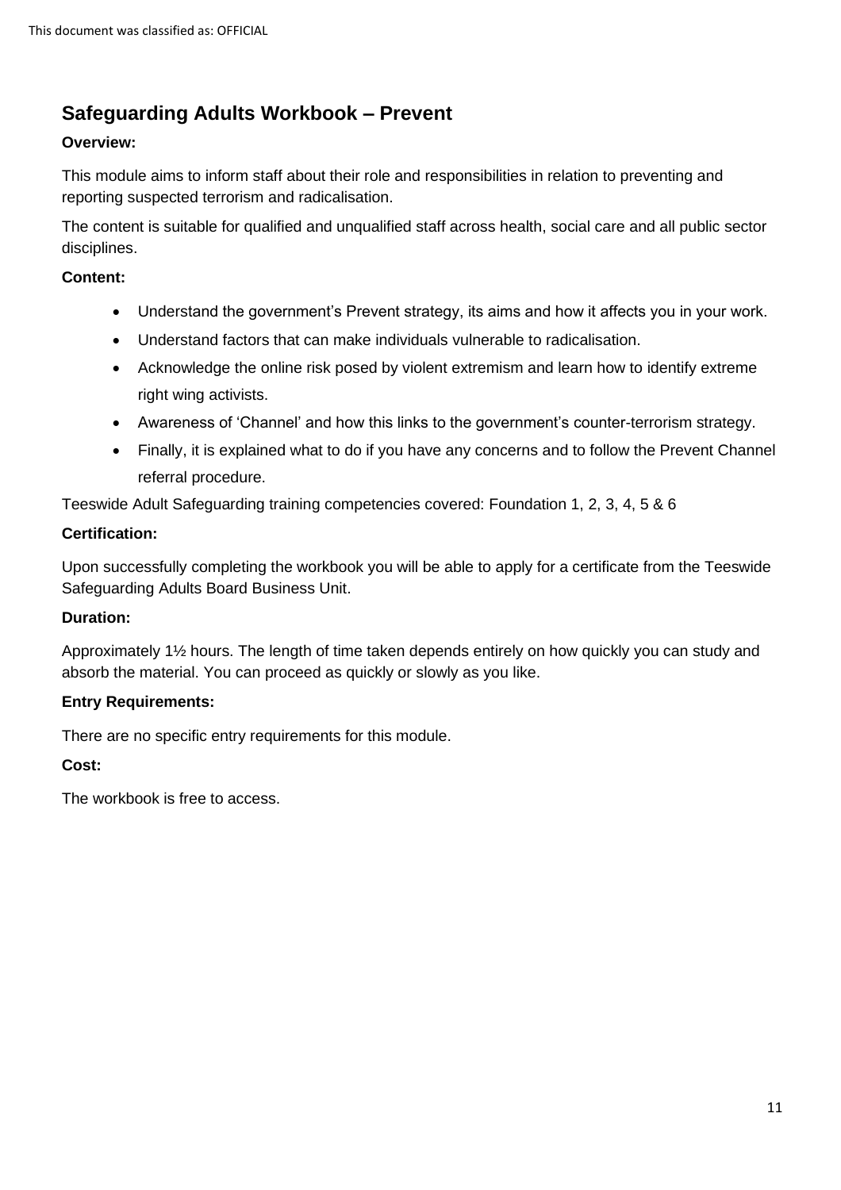## Safeguarding Adults Workbook – Prevent

**Overview:**

This module aims to inform staff about their role and responsibilities in relation to preventing and reporting suspected terrorism and radicalisation.

The content is suitable for qualified and unqualified staff across health, social care and all public sector disciplines.

**Content:**

- Understand the government's Prevent strategy, its aims and how it affects you in your work.
- Understand factors that can make individuals vulnerable to radicalisation.
- Acknowledge the online risk posed by violent extremism and learn how to identify extreme right wing activists.
- Awareness of 'Channel' and how this links to the government's counter-terrorism strategy.
- Finally, it is explained what to do if you have any concerns and to follow the Prevent Channel referral procedure.

Teeswide Adult Safeguarding training competencies covered: Foundation 1, 2, 3, 4, 5 & 6

**Certification:**

Upon successfully completing the workbook you will be able to apply for a certificate from the Teeswide Safeguarding Adults Board Business Unit.

**Duration:**

Approximately 1½ hours. The length of time taken depends entirely on how quickly you can study and absorb the material. You can proceed as quickly or slowly as you like.

**Entry Requirements:**

There are no specific entry requirements for this module.

**Cost:**

The workbook is free to access.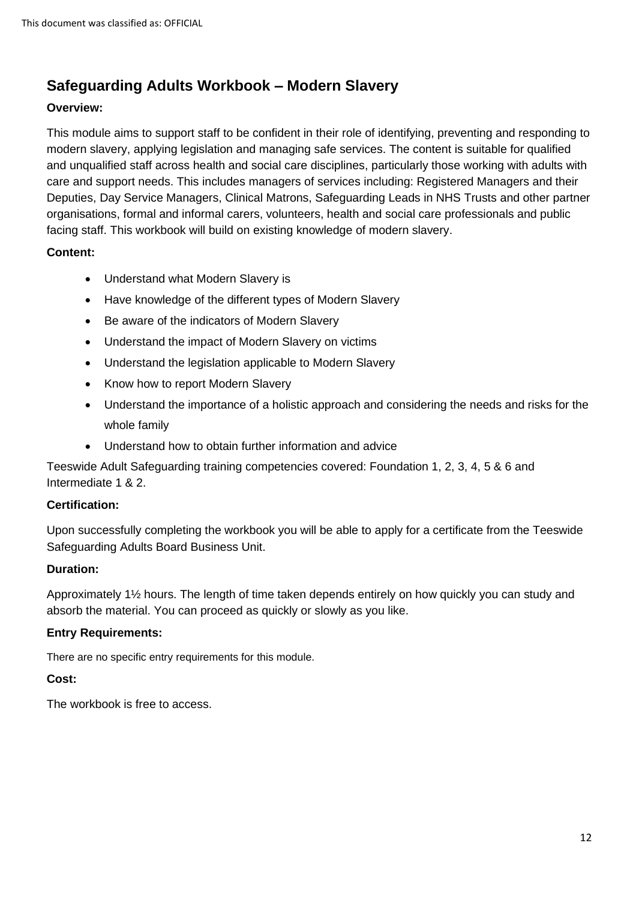## Safeguarding Adults Workbook – Modern Slavery

**Overview:**

This module aims to support staff to be confident in their role of identifying, preventing and responding to modern slavery, applying legislation and managing safe services. The content is suitable for qualified and unqualified staff across health and social care disciplines, particularly those working with adults with care and support needs. This includes managers of services including: Registered Managers and their Deputies, Day Service Managers, Clinical Matrons, Safeguarding Leads in NHS Trusts and other partner organisations, formal and informal carers, volunteers, health and social care professionals and public facing staff. This workbook will build on existing knowledge of modern slavery.

**Content:**

- Understand what Modern Slavery is
- Have knowledge of the different types of Modern Slavery
- Be aware of the indicators of Modern Slavery
- Understand the impact of Modern Slavery on victims
- Understand the legislation applicable to Modern Slavery
- Know how to report Modern Slavery
- Understand the importance of a holistic approach and considering the needs and risks for the whole family
- Understand how to obtain further information and advice

Teeswide Adult Safeguarding training competencies covered: Foundation 1, 2, 3, 4, 5 & 6 and Intermediate 1 & 2.

**Certification:**

Upon successfully completing the workbook you will be able to apply for a certificate from the Teeswide Safeguarding Adults Board Business Unit.

**Duration:**

Approximately 1½ hours. The length of time taken depends entirely on how quickly you can study and absorb the material. You can proceed as quickly or slowly as you like.

**Entry Requirements:**

There are no specific entry requirements for this module.

**Cost:**

The workbook is free to access.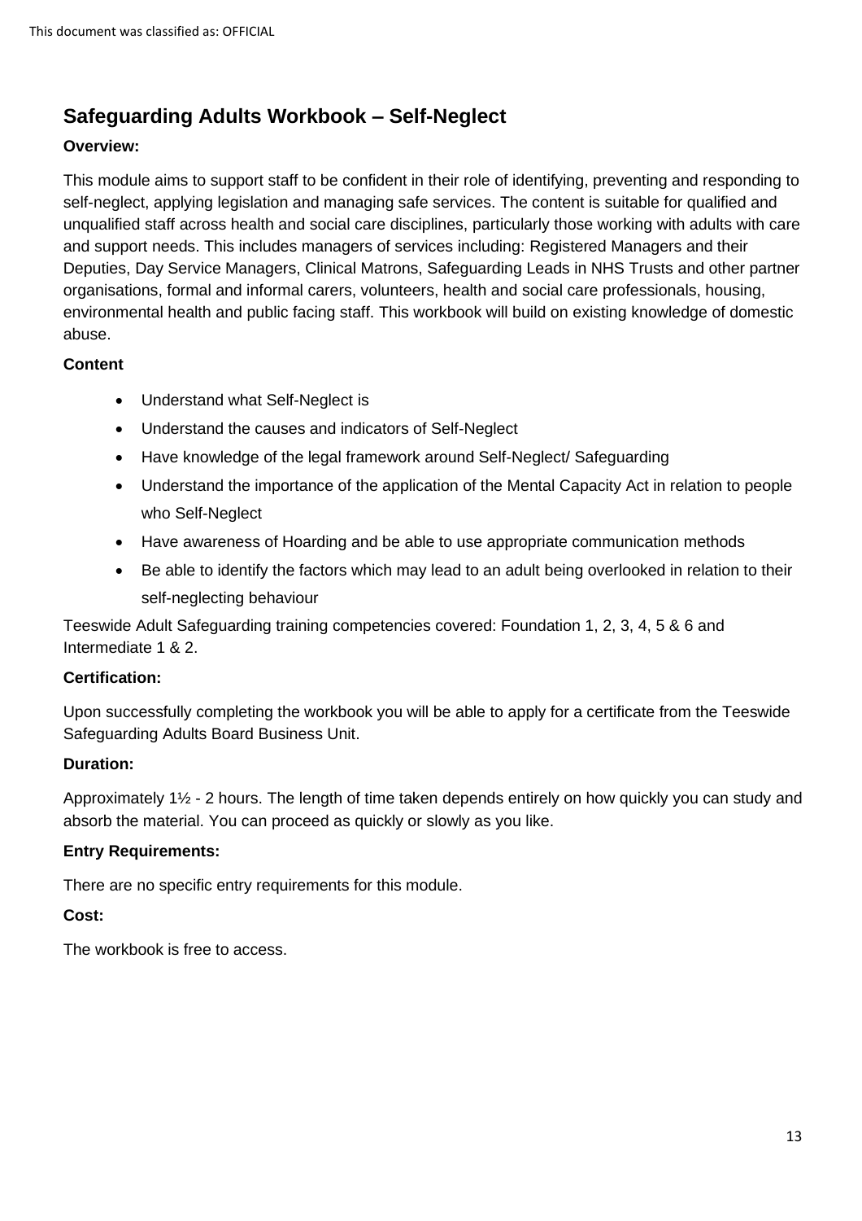## Safeguarding Adults Workbook – Self-Neglect

**Overview:**

This module aims to support staff to be confident in their role of identifying, preventing and responding to self-neglect, applying legislation and managing safe services. The content is suitable for qualified and unqualified staff across health and social care disciplines, particularly those working with adults with care and support needs. This includes managers of services including: Registered Managers and their Deputies, Day Service Managers, Clinical Matrons, Safeguarding Leads in NHS Trusts and other partner organisations, formal and informal carers, volunteers, health and social care professionals, housing, environmental health and public facing staff. This workbook will build on existing knowledge of domestic abuse.

**Content**

- Understand what Self-Neglect is
- Understand the causes and indicators of Self-Neglect
- Have knowledge of the legal framework around Self-Neglect/ Safeguarding
- Understand the importance of the application of the Mental Capacity Act in relation to people who Self-Neglect
- Have awareness of Hoarding and be able to use appropriate communication methods
- Be able to identify the factors which may lead to an adult being overlooked in relation to their self-neglecting behaviour

Teeswide Adult Safeguarding training competencies covered: Foundation 1, 2, 3, 4, 5 & 6 and Intermediate 1 & 2.

**Certification:**

Upon successfully completing the workbook you will be able to apply for a certificate from the Teeswide Safeguarding Adults Board Business Unit.

**Duration:**

Approximately 1½ - 2 hours. The length of time taken depends entirely on how quickly you can study and absorb the material. You can proceed as quickly or slowly as you like.

**Entry Requirements:**

There are no specific entry requirements for this module.

**Cost:**

The workbook is free to access.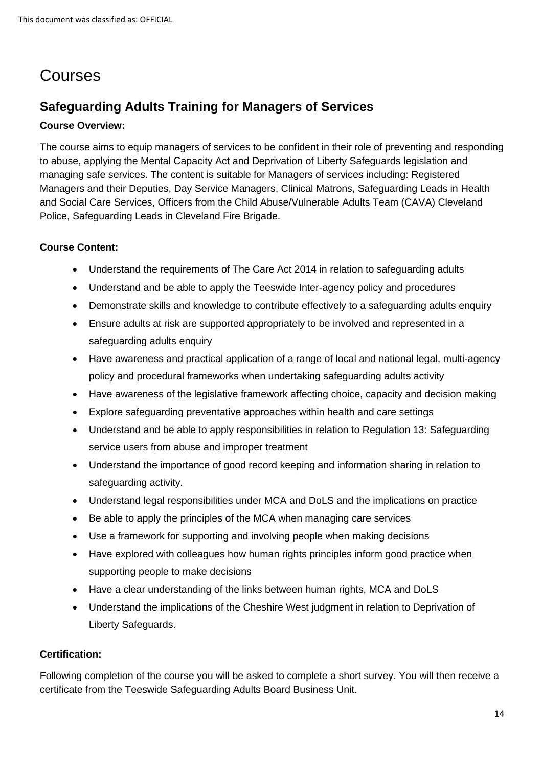# Courses

## Safeguarding Adults Training for Managers of Services

**Course Overview:**

The course aims to equip managers of services to be confident in their role of preventing and responding to abuse, applying the Mental Capacity Act and Deprivation of Liberty Safeguards legislation and managing safe services. The content is suitable for Managers of services including: Registered Managers and their Deputies, Day Service Managers, Clinical Matrons, Safeguarding Leads in Health and Social Care Services, Officers from the Child Abuse/Vulnerable Adults Team (CAVA) Cleveland Police, Safeguarding Leads in Cleveland Fire Brigade.

**Course Content:**

- Understand the requirements of The Care Act 2014 in relation to safeguarding adults
- Understand and be able to apply the Teeswide Inter-agency policy and procedures
- Demonstrate skills and knowledge to contribute effectively to a safeguarding adults enquiry
- Ensure adults at risk are supported appropriately to be involved and represented in a safeguarding adults enquiry
- Have awareness and practical application of a range of local and national legal, multi-agency policy and procedural frameworks when undertaking safeguarding adults activity
- Have awareness of the legislative framework affecting choice, capacity and decision making
- Explore safeguarding preventative approaches within health and care settings
- Understand and be able to apply responsibilities in relation to Regulation 13: Safeguarding service users from abuse and improper treatment
- Understand the importance of good record keeping and information sharing in relation to safeguarding activity.
- Understand legal responsibilities under MCA and DoLS and the implications on practice
- Be able to apply the principles of the MCA when managing care services
- Use a framework for supporting and involving people when making decisions
- Have explored with colleagues how human rights principles inform good practice when supporting people to make decisions
- Have a clear understanding of the links between human rights, MCA and DoLS
- Understand the implications of the Cheshire West judgment in relation to Deprivation of Liberty Safeguards.

**Certification:**

Following completion of the course you will be asked to complete a short survey. You will then receive a certificate from the Teeswide Safeguarding Adults Board Business Unit.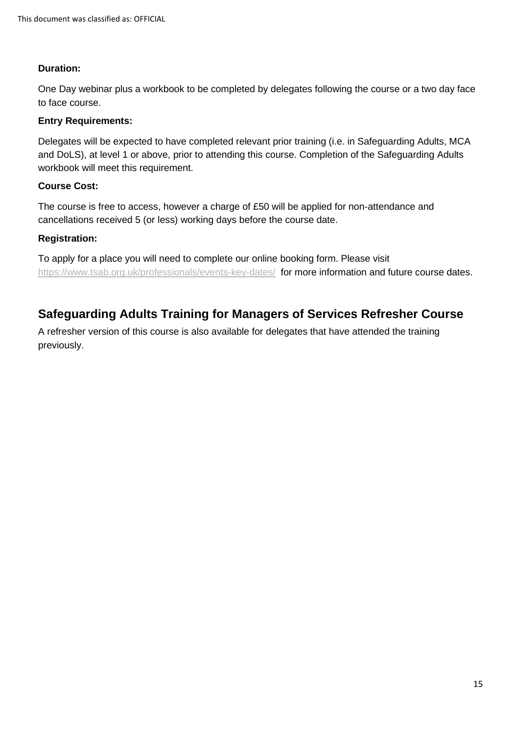**Duration:**

One Day webinar plus a workbook to be completed by delegates following the course or a two day face to face course.

**Entry Requirements:**

Delegates will be expected to have completed relevant prior training (i.e. in Safeguarding Adults, MCA and DoLS), at level 1 or above, prior to attending this course. Completion of the Safeguarding Adults workbook will meet this requirement.

**Course Cost:**

The course is free to access, however a charge of £50 will be applied for non-attendance and cancellations received 5 (or less) working days before the course date.

**Registration:**

To apply for a place you will need to complete our online booking form. Please visit https://www.tsab.org.uk/professionals/events-key-dates/ for more information and future course dates.

## Safeguarding Adults Training for Managers of Services Refresher Course

A refresher version of this course is also available for delegates that have attended the training previously.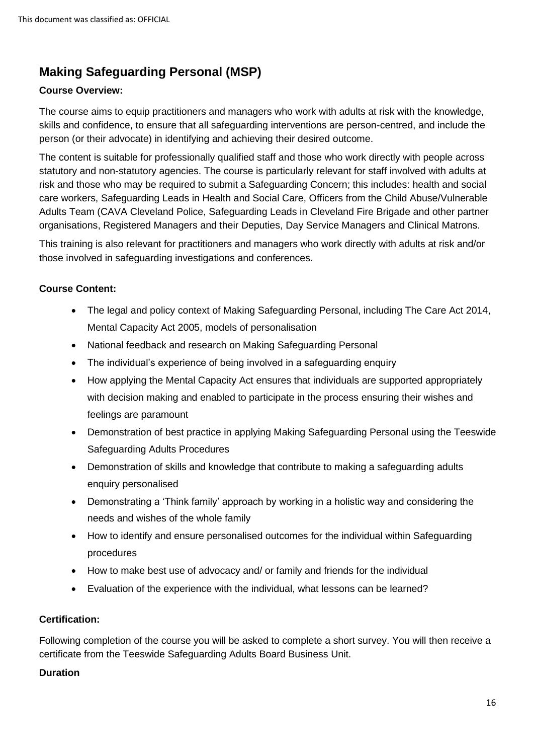## Making Safeguarding Personal (MSP)

**Course Overview:**

The course aims to equip practitioners and managers who work with adults at risk with the knowledge, skills and confidence, to ensure that all safeguarding interventions are person-centred, and include the person (or their advocate) in identifying and achieving their desired outcome.

The content is suitable for professionally qualified staff and those who work directly with people across statutory and non-statutory agencies. The course is particularly relevant for staff involved with adults at risk and those who may be required to submit a Safeguarding Concern; this includes: health and social care workers, Safeguarding Leads in Health and Social Care, Officers from the Child Abuse/Vulnerable Adults Team (CAVA Cleveland Police, Safeguarding Leads in Cleveland Fire Brigade and other partner organisations, Registered Managers and their Deputies, Day Service Managers and Clinical Matrons.

This training is also relevant for practitioners and managers who work directly with adults at risk and/or those involved in safeguarding investigations and conferences.

**Course Content:**

- The legal and policy context of Making Safeguarding Personal, including The Care Act 2014, Mental Capacity Act 2005, models of personalisation
- National feedback and research on Making Safeguarding Personal
- The individual's experience of being involved in a safeguarding enquiry
- How applying the Mental Capacity Act ensures that individuals are supported appropriately with decision making and enabled to participate in the process ensuring their wishes and feelings are paramount
- Demonstration of best practice in applying Making Safeguarding Personal using the Teeswide Safeguarding Adults Procedures
- Demonstration of skills and knowledge that contribute to making a safeguarding adults enquiry personalised
- Demonstrating a 'Think family' approach by working in a holistic way and considering the needs and wishes of the whole family
- How to identify and ensure personalised outcomes for the individual within Safeguarding procedures
- How to make best use of advocacy and/ or family and friends for the individual
- Evaluation of the experience with the individual, what lessons can be learned?

**Certification:**

Following completion of the course you will be asked to complete a short survey. You will then receive a certificate from the Teeswide Safeguarding Adults Board Business Unit.

**Duration**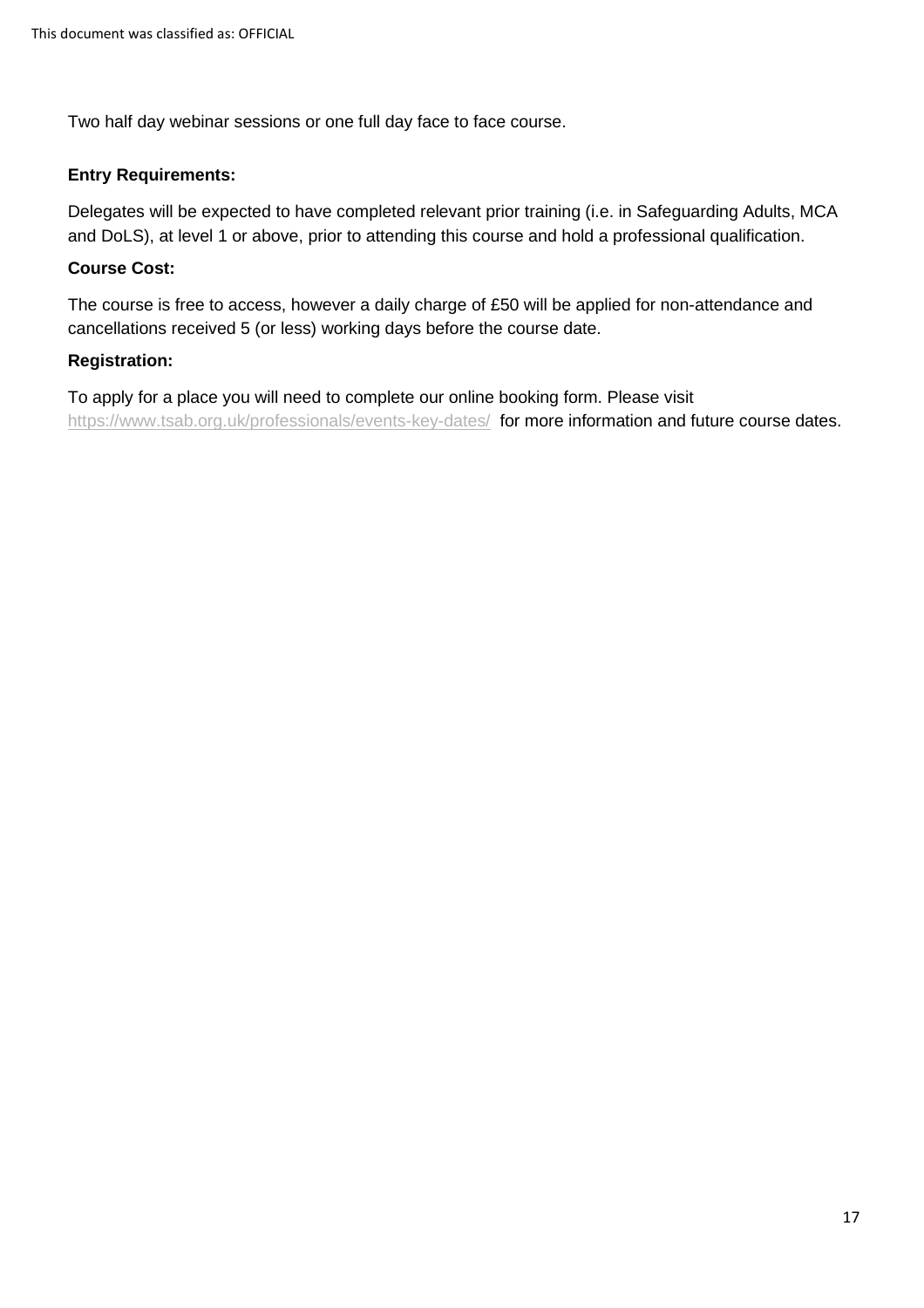Two half day webinar sessions or one full day face to face course.

**Entry Requirements:**

Delegates will be expected to have completed relevant prior training (i.e. in Safeguarding Adults, MCA and DoLS), at level 1 or above, prior to attending this course and hold a professional qualification.

**Course Cost:**

The course is free to access, however a daily charge of £50 will be applied for non-attendance and cancellations received 5 (or less) working days before the course date.

**Registration:**

To apply for a place you will need to complete our online booking form. Please visit https://www.tsab.org.uk/professionals/events-key-dates/ for more information and future course dates.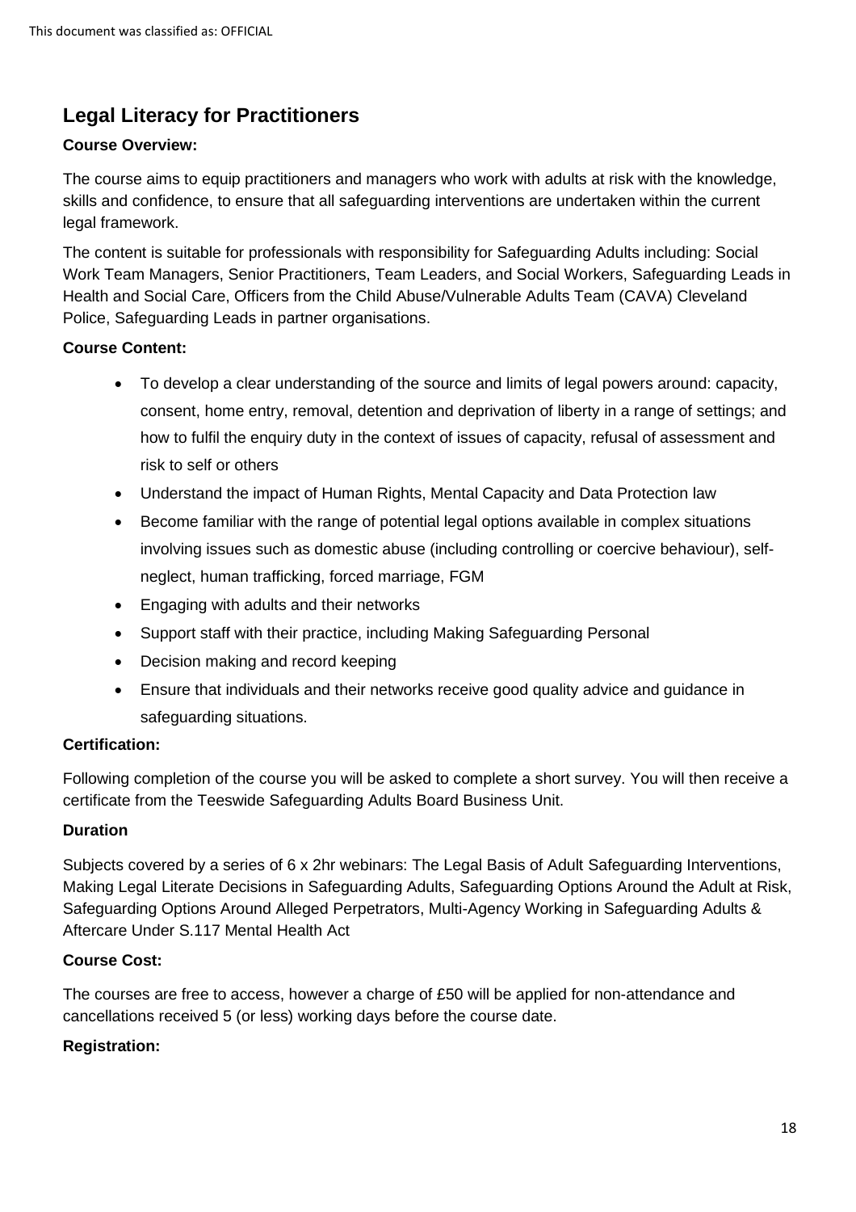## Legal Literacy for Practitioners

**Course Overview:**

The course aims to equip practitioners and managers who work with adults at risk with the knowledge, skills and confidence, to ensure that all safeguarding interventions are undertaken within the current legal framework.

The content is suitable for professionals with responsibility for Safeguarding Adults including: Social Work Team Managers, Senior Practitioners, Team Leaders, and Social Workers, Safeguarding Leads in Health and Social Care, Officers from the Child Abuse/Vulnerable Adults Team (CAVA) Cleveland Police, Safeguarding Leads in partner organisations.

**Course Content:**

- To develop a clear understanding of the source and limits of legal powers around: capacity, consent, home entry, removal, detention and deprivation of liberty in a range of settings; and how to fulfil the enquiry duty in the context of issues of capacity, refusal of assessment and risk to self or others
- Understand the impact of Human Rights, Mental Capacity and Data Protection law
- Become familiar with the range of potential legal options available in complex situations involving issues such as domestic abuse (including controlling or coercive behaviour), self-neglect, human trafficking, forced marriage, FGM
- Engaging with adults and their networks
- Support staff with their practice, including Making Safeguarding Personal
- Decision making and record keeping
- Ensure that individuals and their networks receive good quality advice and guidance in safeguarding situations.

**Certification:**

Following completion of the course you will be asked to complete a short survey. You will then receive a certificate from the Teeswide Safeguarding Adults Board Business Unit.

**Duration**

Subjects covered by a series of 6 x 2hr webinars: The Legal Basis of Adult Safeguarding Interventions, Making Legal Literate Decisions in Safeguarding Adults, Safeguarding Options Around the Adult at Risk, Safeguarding Options Around Alleged Perpetrators, Multi-Agency Working in Safeguarding Adults & Aftercare Under S.117 Mental Health Act

**Course Cost:**

The courses are free to access, however a charge of £50 will be applied for non-attendance and cancellations received 5 (or less) working days before the course date.

**Registration:**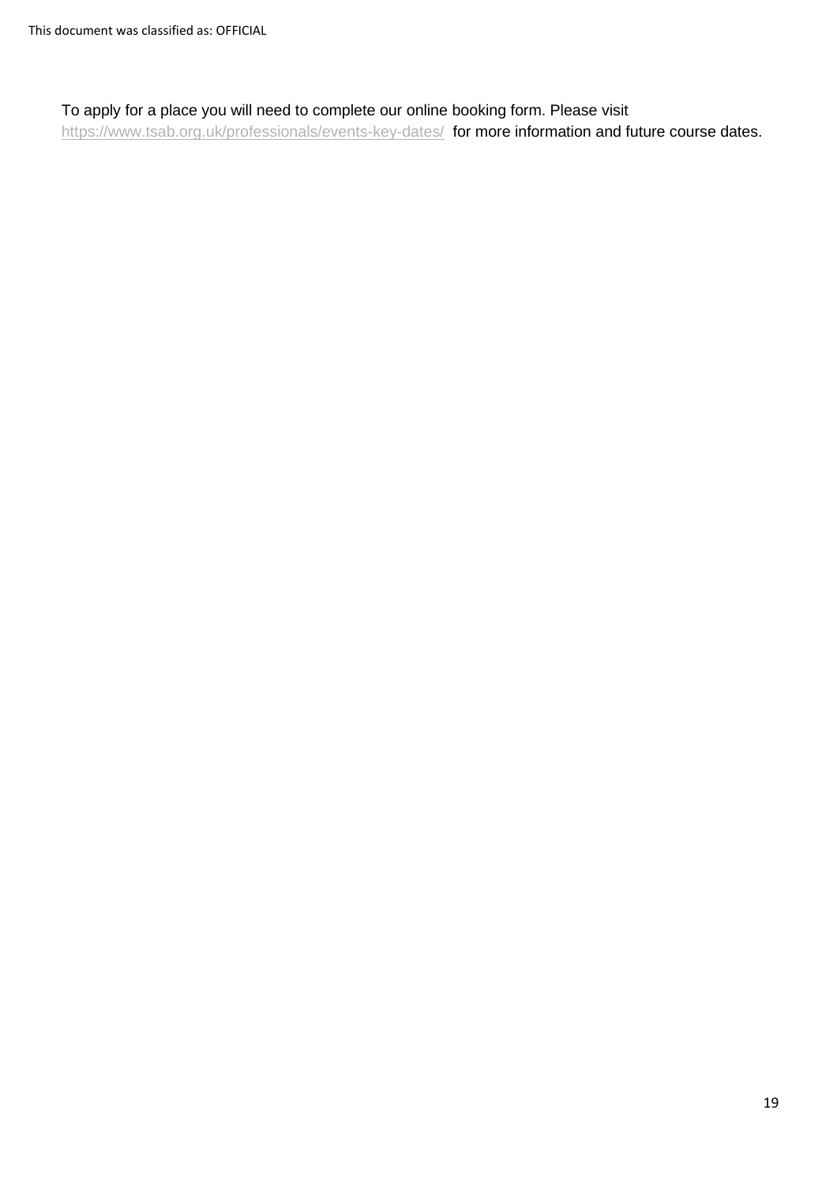To apply for a place you will need to complete our online booking form. Please visit https://www.tsab.org.uk/professionals/events-key-dates/ for more information and future course dates.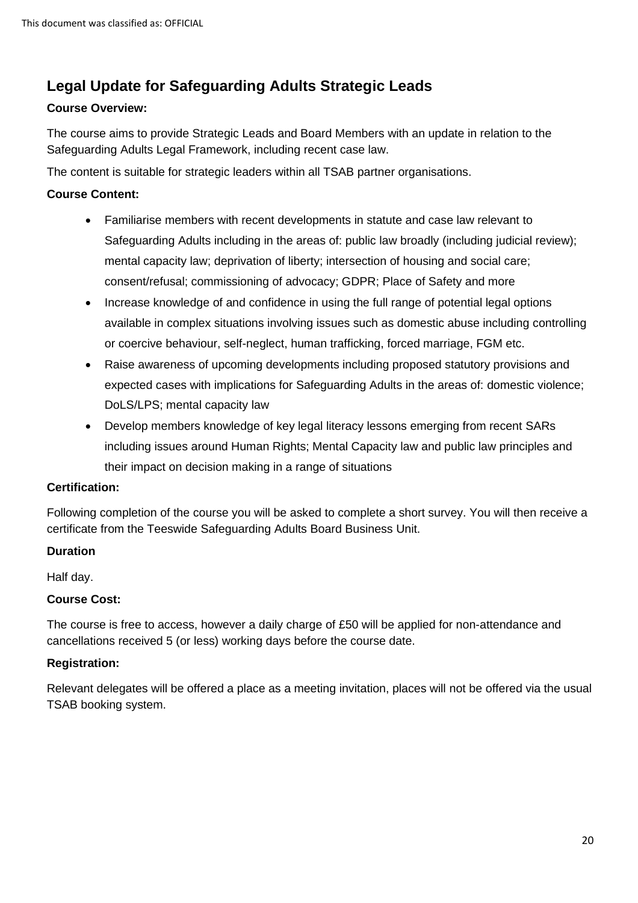## Legal Update for Safeguarding Adults Strategic Leads

**Course Overview:**

The course aims to provide Strategic Leads and Board Members with an update in relation to the Safeguarding Adults Legal Framework, including recent case law.

The content is suitable for strategic leaders within all TSAB partner organisations.

**Course Content:**

- Familiarise members with recent developments in statute and case law relevant to Safeguarding Adults including in the areas of: public law broadly (including judicial review); mental capacity law; deprivation of liberty; intersection of housing and social care; consent/refusal; commissioning of advocacy; GDPR; Place of Safety and more
- Increase knowledge of and confidence in using the full range of potential legal options available in complex situations involving issues such as domestic abuse including controlling or coercive behaviour, self-neglect, human trafficking, forced marriage, FGM etc.
- Raise awareness of upcoming developments including proposed statutory provisions and expected cases with implications for Safeguarding Adults in the areas of: domestic violence; DoLS/LPS; mental capacity law
- Develop members knowledge of key legal literacy lessons emerging from recent SARs including issues around Human Rights; Mental Capacity law and public law principles and their impact on decision making in a range of situations

**Certification:**

Following completion of the course you will be asked to complete a short survey. You will then receive a certificate from the Teeswide Safeguarding Adults Board Business Unit.

**Duration**

Half day.

**Course Cost:**

The course is free to access, however a daily charge of £50 will be applied for non-attendance and cancellations received 5 (or less) working days before the course date.

**Registration:**

Relevant delegates will be offered a place as a meeting invitation, places will not be offered via the usual TSAB booking system.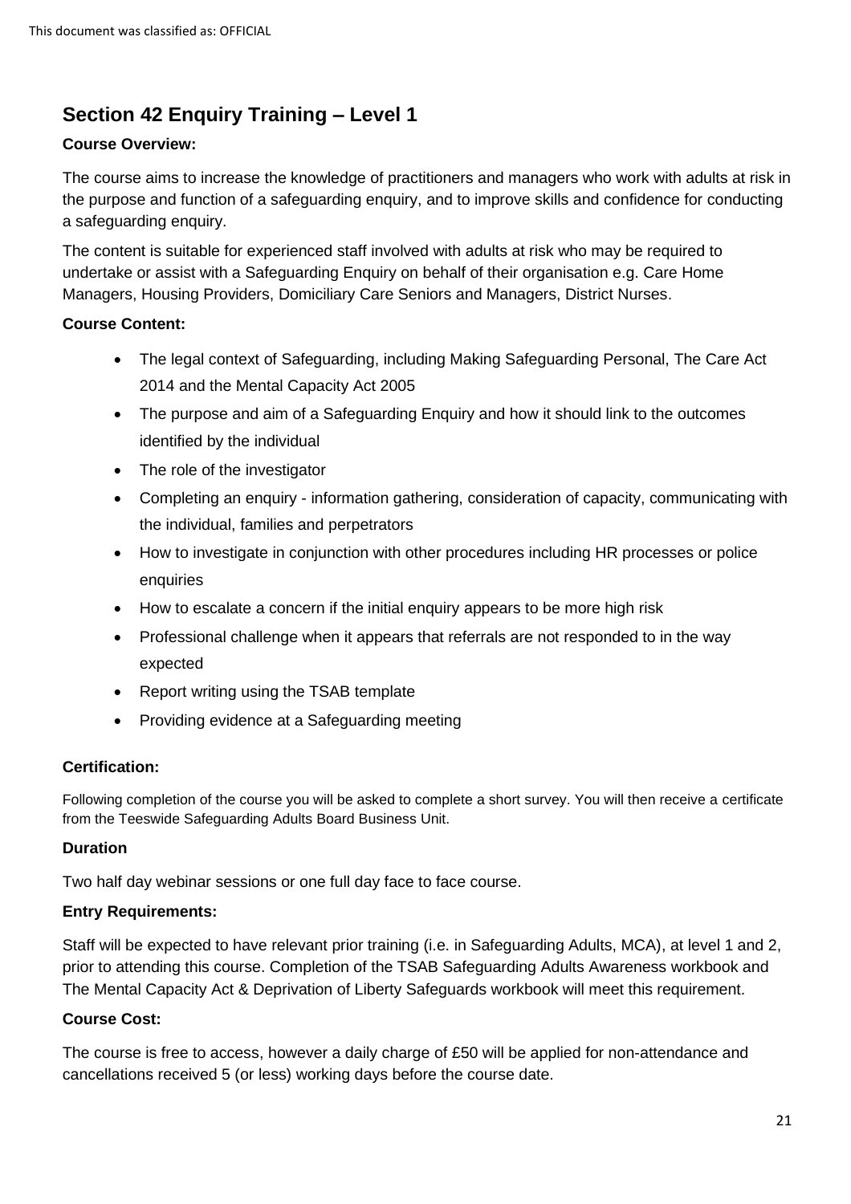## Section 42 Enquiry Training – Level 1

**Course Overview:**

The course aims to increase the knowledge of practitioners and managers who work with adults at risk in the purpose and function of a safeguarding enquiry, and to improve skills and confidence for conducting a safeguarding enquiry.

The content is suitable for experienced staff involved with adults at risk who may be required to undertake or assist with a Safeguarding Enquiry on behalf of their organisation e.g. Care Home Managers, Housing Providers, Domiciliary Care Seniors and Managers, District Nurses.

**Course Content:**

- The legal context of Safeguarding, including Making Safeguarding Personal, The Care Act 2014 and the Mental Capacity Act 2005
- The purpose and aim of a Safeguarding Enquiry and how it should link to the outcomes identified by the individual
- The role of the investigator
- Completing an enquiry - information gathering, consideration of capacity, communicating with the individual, families and perpetrators
- How to investigate in conjunction with other procedures including HR processes or police enquiries
- How to escalate a concern if the initial enquiry appears to be more high risk
- Professional challenge when it appears that referrals are not responded to in the way expected
- Report writing using the TSAB template
- Providing evidence at a Safeguarding meeting

**Certification:**

Following completion of the course you will be asked to complete a short survey. You will then receive a certificate from the Teeswide Safeguarding Adults Board Business Unit.

**Duration**

Two half day webinar sessions or one full day face to face course.

**Entry Requirements:**

Staff will be expected to have relevant prior training (i.e. in Safeguarding Adults, MCA), at level 1 and 2, prior to attending this course. Completion of the TSAB Safeguarding Adults Awareness workbook and The Mental Capacity Act & Deprivation of Liberty Safeguards workbook will meet this requirement.

**Course Cost:**

The course is free to access, however a daily charge of £50 will be applied for non-attendance and cancellations received 5 (or less) working days before the course date.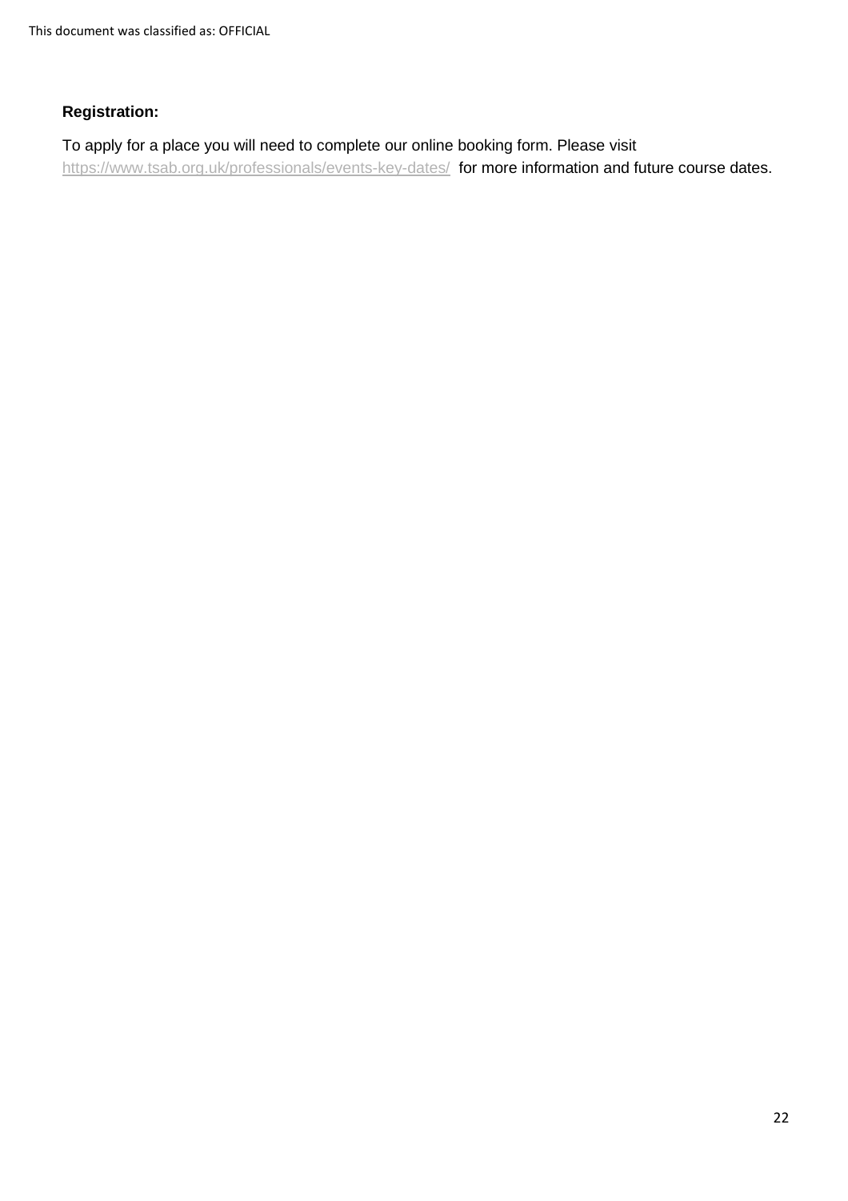**Registration:**

To apply for a place you will need to complete our online booking form. Please visit https://www.tsab.org.uk/professionals/events-key-dates/ for more information and future course dates.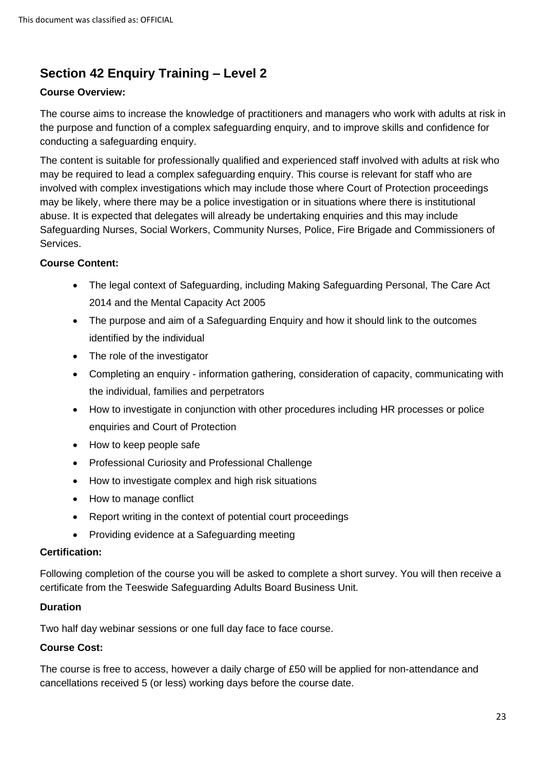## Section 42 Enquiry Training – Level 2

**Course Overview:**

The course aims to increase the knowledge of practitioners and managers who work with adults at risk in the purpose and function of a complex safeguarding enquiry, and to improve skills and confidence for conducting a safeguarding enquiry.

The content is suitable for professionally qualified and experienced staff involved with adults at risk who may be required to lead a complex safeguarding enquiry. This course is relevant for staff who are involved with complex investigations which may include those where Court of Protection proceedings may be likely, where there may be a police investigation or in situations where there is institutional abuse. It is expected that delegates will already be undertaking enquiries and this may include Safeguarding Nurses, Social Workers, Community Nurses, Police, Fire Brigade and Commissioners of Services.

**Course Content:**

- The legal context of Safeguarding, including Making Safeguarding Personal, The Care Act 2014 and the Mental Capacity Act 2005
- The purpose and aim of a Safeguarding Enquiry and how it should link to the outcomes identified by the individual
- The role of the investigator
- Completing an enquiry - information gathering, consideration of capacity, communicating with the individual, families and perpetrators
- How to investigate in conjunction with other procedures including HR processes or police enquiries and Court of Protection
- How to keep people safe
- Professional Curiosity and Professional Challenge
- How to investigate complex and high risk situations
- How to manage conflict
- Report writing in the context of potential court proceedings
- Providing evidence at a Safeguarding meeting

**Certification:**

Following completion of the course you will be asked to complete a short survey. You will then receive a certificate from the Teeswide Safeguarding Adults Board Business Unit.

**Duration**

Two half day webinar sessions or one full day face to face course.

**Course Cost:**

The course is free to access, however a daily charge of £50 will be applied for non-attendance and cancellations received 5 (or less) working days before the course date.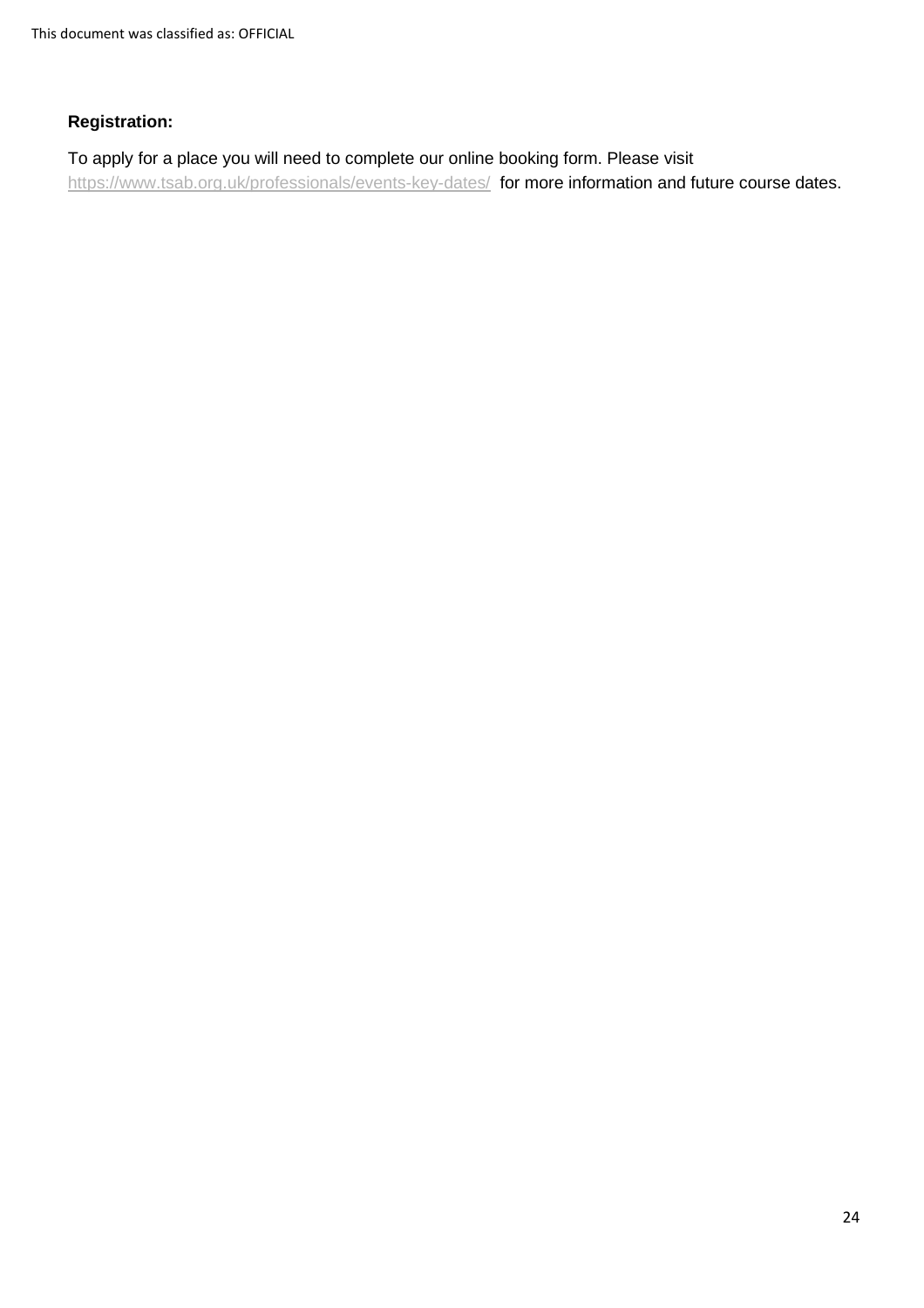**Registration:**

To apply for a place you will need to complete our online booking form. Please visit https://www.tsab.org.uk/professionals/events-key-dates/ for more information and future course dates.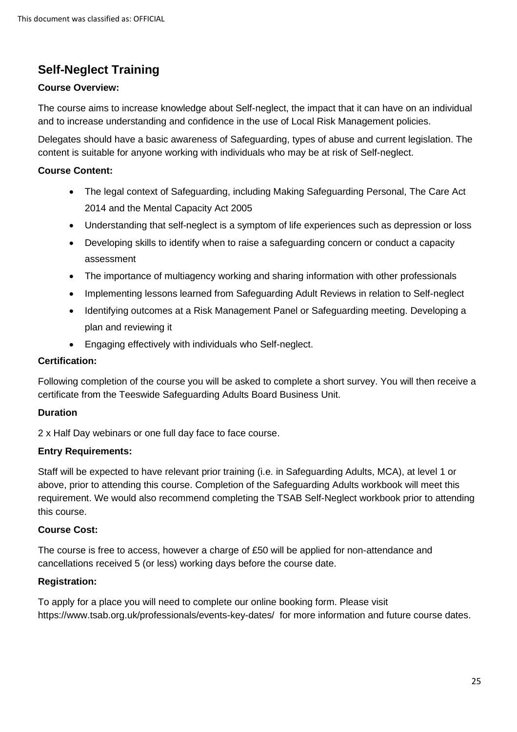## Self-Neglect Training

**Course Overview:**

The course aims to increase knowledge about Self-neglect, the impact that it can have on an individual and to increase understanding and confidence in the use of Local Risk Management policies.

Delegates should have a basic awareness of Safeguarding, types of abuse and current legislation. The content is suitable for anyone working with individuals who may be at risk of Self-neglect.

**Course Content:**

- The legal context of Safeguarding, including Making Safeguarding Personal, The Care Act 2014 and the Mental Capacity Act 2005
- Understanding that self-neglect is a symptom of life experiences such as depression or loss
- Developing skills to identify when to raise a safeguarding concern or conduct a capacity assessment
- The importance of multiagency working and sharing information with other professionals
- Implementing lessons learned from Safeguarding Adult Reviews in relation to Self-neglect
- Identifying outcomes at a Risk Management Panel or Safeguarding meeting. Developing a plan and reviewing it
- Engaging effectively with individuals who Self-neglect.

**Certification:**

Following completion of the course you will be asked to complete a short survey. You will then receive a certificate from the Teeswide Safeguarding Adults Board Business Unit.

**Duration**

2 x Half Day webinars or one full day face to face course.

**Entry Requirements:**

Staff will be expected to have relevant prior training (i.e. in Safeguarding Adults, MCA), at level 1 or above, prior to attending this course. Completion of the Safeguarding Adults workbook will meet this requirement. We would also recommend completing the TSAB Self-Neglect workbook prior to attending this course.

**Course Cost:**

The course is free to access, however a charge of £50 will be applied for non-attendance and cancellations received 5 (or less) working days before the course date.

**Registration:**

To apply for a place you will need to complete our online booking form. Please visit https://www.tsab.org.uk/professionals/events-key-dates/ for more information and future course dates.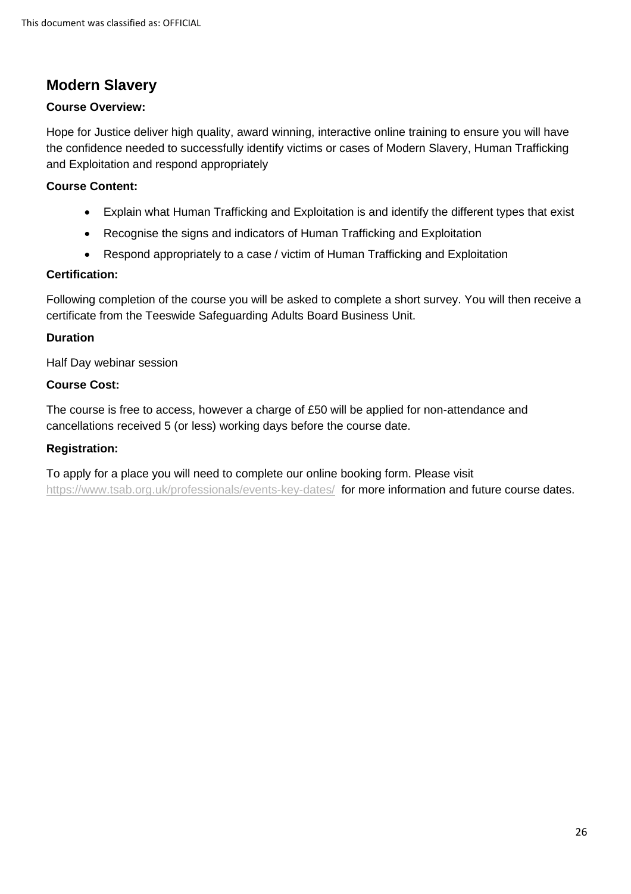## Modern Slavery

**Course Overview:**

Hope for Justice deliver high quality, award winning, interactive online training to ensure you will have the confidence needed to successfully identify victims or cases of Modern Slavery, Human Trafficking and Exploitation and respond appropriately

**Course Content:**

- Explain what Human Trafficking and Exploitation is and identify the different types that exist
- Recognise the signs and indicators of Human Trafficking and Exploitation
- Respond appropriately to a case / victim of Human Trafficking and Exploitation

**Certification:**

Following completion of the course you will be asked to complete a short survey. You will then receive a certificate from the Teeswide Safeguarding Adults Board Business Unit.

**Duration**

Half Day webinar session

**Course Cost:**

The course is free to access, however a charge of £50 will be applied for non-attendance and cancellations received 5 (or less) working days before the course date.

**Registration:**

To apply for a place you will need to complete our online booking form. Please visit https://www.tsab.org.uk/professionals/events-key-dates/ for more information and future course dates.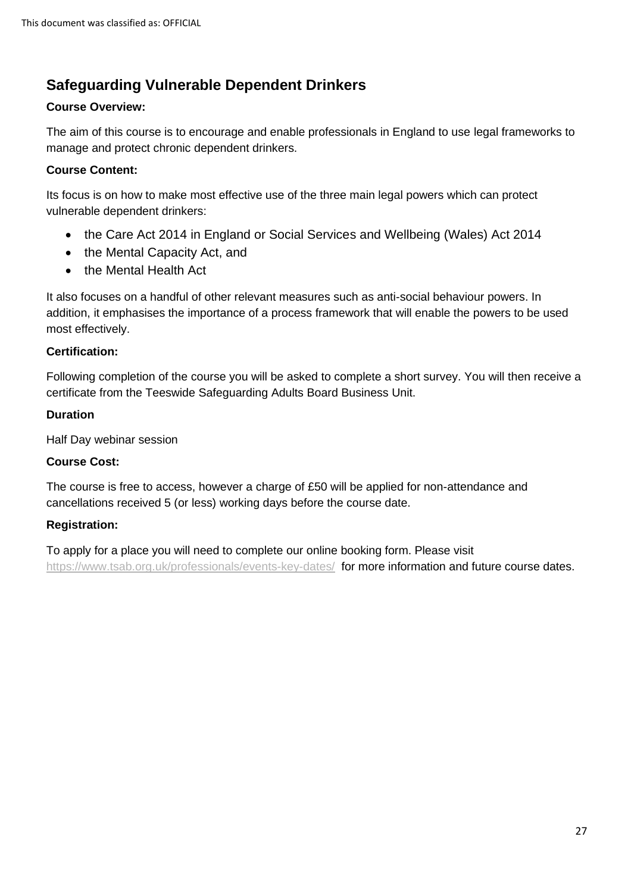## Safeguarding Vulnerable Dependent Drinkers

**Course Overview:**

The aim of this course is to encourage and enable professionals in England to use legal frameworks to manage and protect chronic dependent drinkers.

**Course Content:**

Its focus is on how to make most effective use of the three main legal powers which can protect vulnerable dependent drinkers:

- the Care Act 2014 in England or Social Services and Wellbeing (Wales) Act 2014
- the Mental Capacity Act, and
- the Mental Health Act

It also focuses on a handful of other relevant measures such as anti-social behaviour powers. In addition, it emphasises the importance of a process framework that will enable the powers to be used most effectively.

**Certification:**

Following completion of the course you will be asked to complete a short survey. You will then receive a certificate from the Teeswide Safeguarding Adults Board Business Unit.

**Duration**

Half Day webinar session

**Course Cost:**

The course is free to access, however a charge of £50 will be applied for non-attendance and cancellations received 5 (or less) working days before the course date.

**Registration:**

To apply for a place you will need to complete our online booking form. Please visit https://www.tsab.org.uk/professionals/events-key-dates/ for more information and future course dates.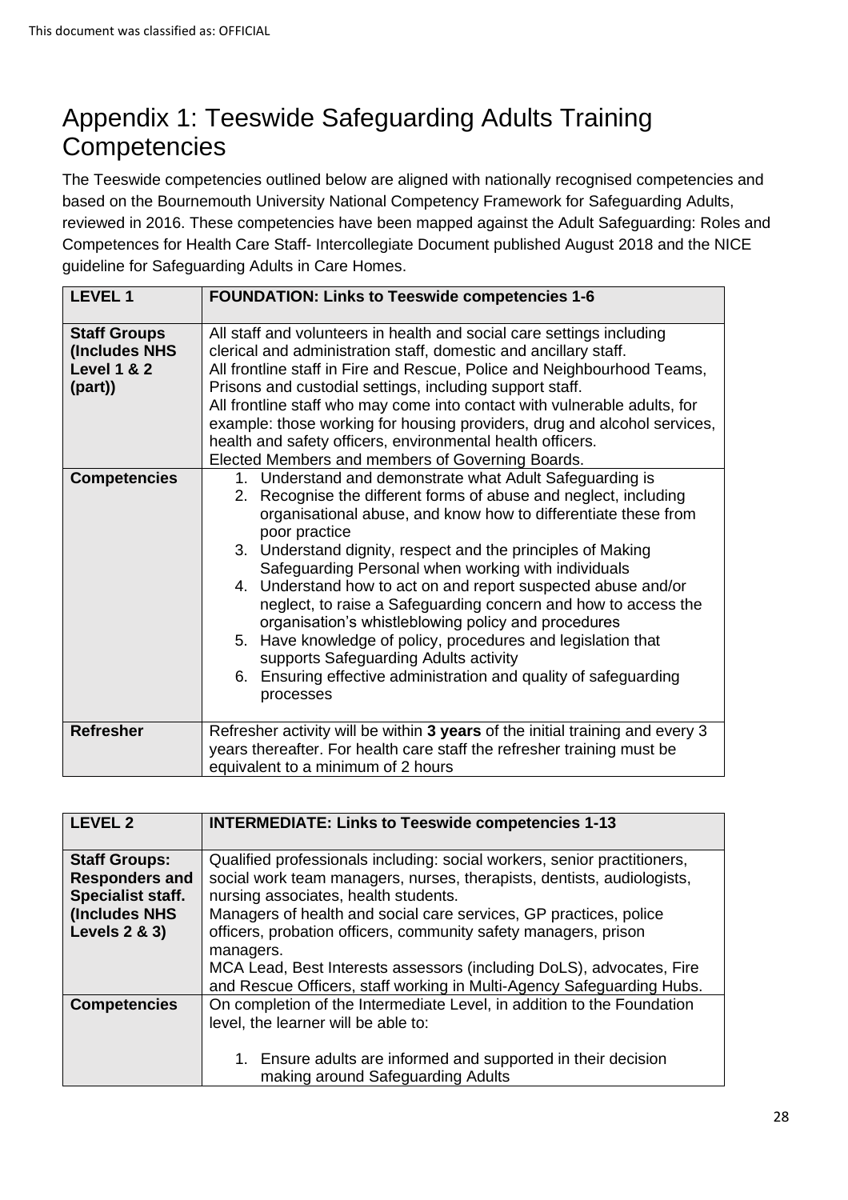# Appendix 1: Teeswide Safeguarding Adults Training Competencies

The Teeswide competencies outlined below are aligned with nationally recognised competencies and based on the Bournemouth University National Competency Framework for Safeguarding Adults, reviewed in 2016. These competencies have been mapped against the Adult Safeguarding: Roles and Competences for Health Care Staff- Intercollegiate Document published August 2018 and the NICE guideline for Safeguarding Adults in Care Homes.

| **LEVEL 1** | **FOUNDATION: Links to Teeswide competencies 1-6** |
|---|---|
| **Staff Groups (Includes NHS Level 1 & 2 (part))** | All staff and volunteers in health and social care settings including clerical and administration staff, domestic and ancillary staff.<br>All frontline staff in Fire and Rescue, Police and Neighbourhood Teams, Prisons and custodial settings, including support staff.<br>All frontline staff who may come into contact with vulnerable adults, for example: those working for housing providers, drug and alcohol services, health and safety officers, environmental health officers.<br>Elected Members and members of Governing Boards. |
| **Competencies** | 1. Understand and demonstrate what Adult Safeguarding is<br>2. Recognise the different forms of abuse and neglect, including organisational abuse, and know how to differentiate these from poor practice<br>3. Understand dignity, respect and the principles of Making Safeguarding Personal when working with individuals<br>4. Understand how to act on and report suspected abuse and/or neglect, to raise a Safeguarding concern and how to access the organisation's whistleblowing policy and procedures<br>5. Have knowledge of policy, procedures and legislation that supports Safeguarding Adults activity<br>6. Ensuring effective administration and quality of safeguarding processes |
| **Refresher** | Refresher activity will be within **3 years** of the initial training and every 3 years thereafter. For health care staff the refresher training must be equivalent to a minimum of 2 hours |

| **LEVEL 2** | **INTERMEDIATE: Links to Teeswide competencies 1-13** |
|---|---|
| **Staff Groups: Responders and Specialist staff. (Includes NHS Levels 2 & 3)** | Qualified professionals including: social workers, senior practitioners, social work team managers, nurses, therapists, dentists, audiologists, nursing associates, health students.<br>Managers of health and social care services, GP practices, police officers, probation officers, community safety managers, prison managers.<br>MCA Lead, Best Interests assessors (including DoLS), advocates, Fire and Rescue Officers, staff working in Multi-Agency Safeguarding Hubs. |
| **Competencies** | On completion of the Intermediate Level, in addition to the Foundation level, the learner will be able to:<br><br>1. Ensure adults are informed and supported in their decision making around Safeguarding Adults |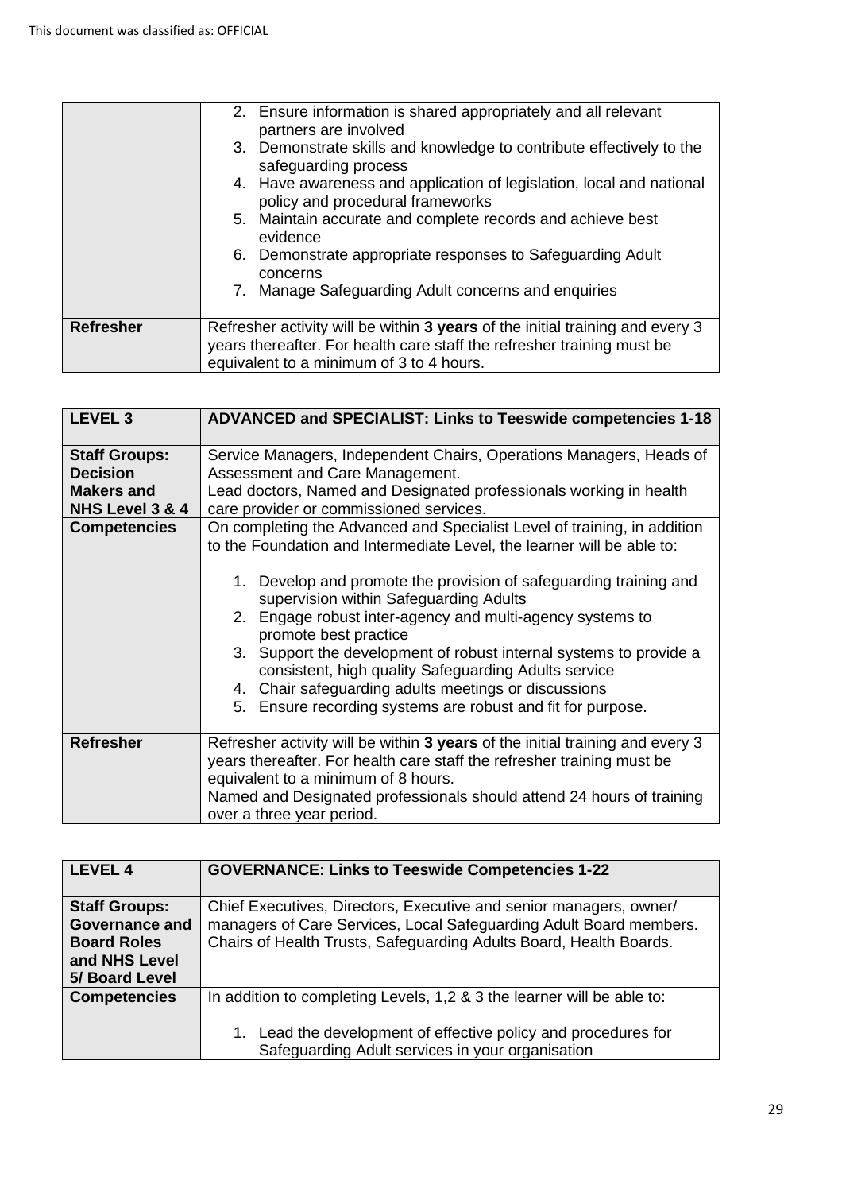| | |
|---|---|
| | 2. Ensure information is shared appropriately and all relevant partners are involved<br>3. Demonstrate skills and knowledge to contribute effectively to the safeguarding process<br>4. Have awareness and application of legislation, local and national policy and procedural frameworks<br>5. Maintain accurate and complete records and achieve best evidence<br>6. Demonstrate appropriate responses to Safeguarding Adult concerns<br>7. Manage Safeguarding Adult concerns and enquiries |
| **Refresher** | Refresher activity will be within **3 years** of the initial training and every 3 years thereafter. For health care staff the refresher training must be equivalent to a minimum of 3 to 4 hours. |

| **LEVEL 3** | **ADVANCED and SPECIALIST: Links to Teeswide competencies 1-18** |
|---|---|
| **Staff Groups: Decision Makers and NHS Level 3 & 4** | Service Managers, Independent Chairs, Operations Managers, Heads of Assessment and Care Management.<br>Lead doctors, Named and Designated professionals working in health care provider or commissioned services. |
| **Competencies** | On completing the Advanced and Specialist Level of training, in addition to the Foundation and Intermediate Level, the learner will be able to:<br><br>1. Develop and promote the provision of safeguarding training and supervision within Safeguarding Adults<br>2. Engage robust inter-agency and multi-agency systems to promote best practice<br>3. Support the development of robust internal systems to provide a consistent, high quality Safeguarding Adults service<br>4. Chair safeguarding adults meetings or discussions<br>5. Ensure recording systems are robust and fit for purpose. |
| **Refresher** | Refresher activity will be within **3 years** of the initial training and every 3 years thereafter. For health care staff the refresher training must be equivalent to a minimum of 8 hours.<br>Named and Designated professionals should attend 24 hours of training over a three year period. |

| **LEVEL 4** | **GOVERNANCE: Links to Teeswide Competencies 1-22** |
|---|---|
| **Staff Groups: Governance and Board Roles and NHS Level 5/ Board Level** | Chief Executives, Directors, Executive and senior managers, owner/ managers of Care Services, Local Safeguarding Adult Board members. Chairs of Health Trusts, Safeguarding Adults Board, Health Boards. |
| **Competencies** | In addition to completing Levels, 1,2 & 3 the learner will be able to:<br><br>1. Lead the development of effective policy and procedures for Safeguarding Adult services in your organisation |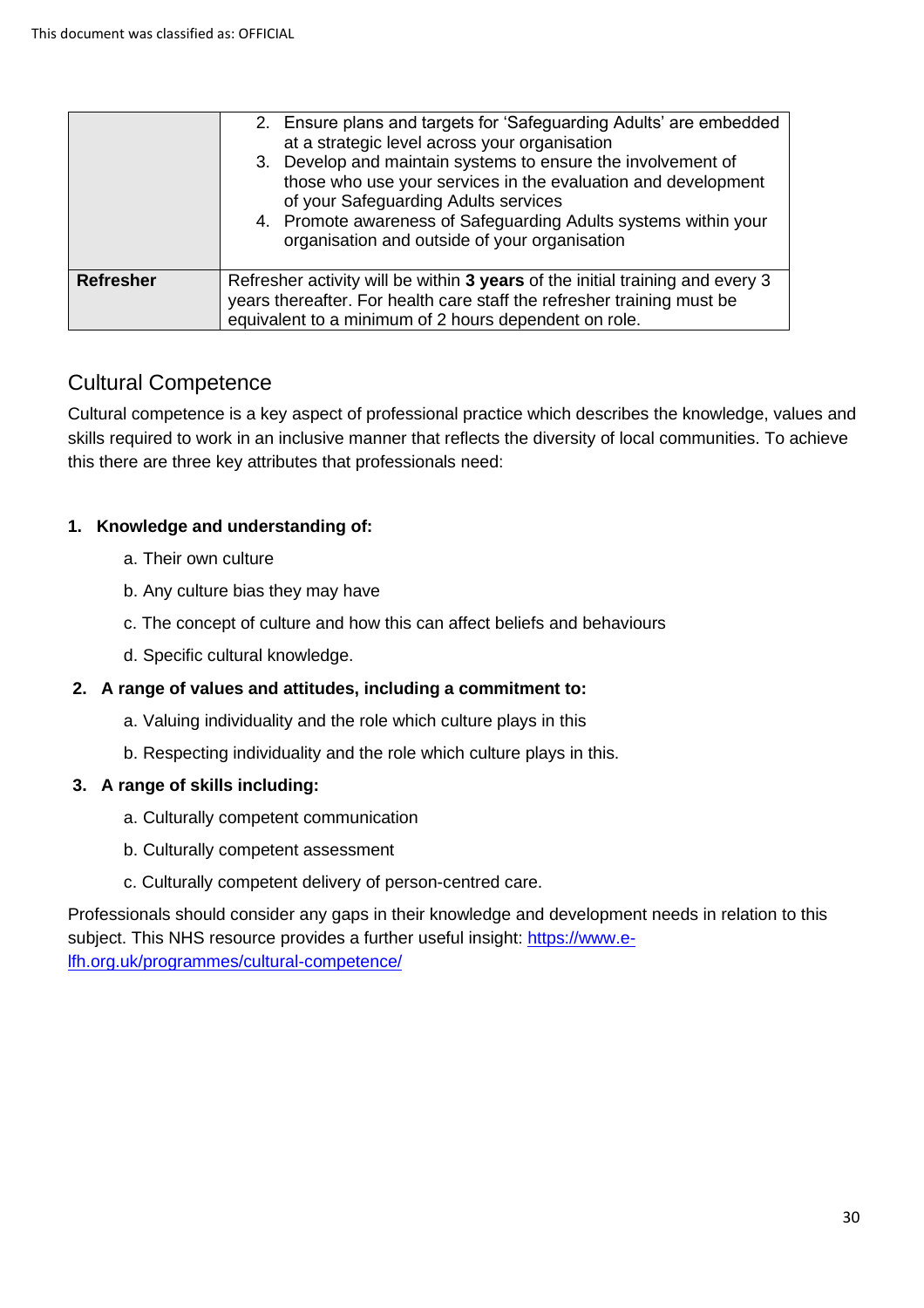| | |
|---|---|
| | 2. Ensure plans and targets for 'Safeguarding Adults' are embedded at a strategic level across your organisation<br>3. Develop and maintain systems to ensure the involvement of those who use your services in the evaluation and development of your Safeguarding Adults services<br>4. Promote awareness of Safeguarding Adults systems within your organisation and outside of your organisation |
| **Refresher** | Refresher activity will be within **3 years** of the initial training and every 3 years thereafter. For health care staff the refresher training must be equivalent to a minimum of 2 hours dependent on role. |

## Cultural Competence

Cultural competence is a key aspect of professional practice which describes the knowledge, values and skills required to work in an inclusive manner that reflects the diversity of local communities. To achieve this there are three key attributes that professionals need:

**1. Knowledge and understanding of:**

a. Their own culture

b. Any culture bias they may have

c. The concept of culture and how this can affect beliefs and behaviours

d. Specific cultural knowledge.

**2. A range of values and attitudes, including a commitment to:**

a. Valuing individuality and the role which culture plays in this

b. Respecting individuality and the role which culture plays in this.

**3. A range of skills including:**

a. Culturally competent communication

b. Culturally competent assessment

c. Culturally competent delivery of person-centred care.

Professionals should consider any gaps in their knowledge and development needs in relation to this subject. This NHS resource provides a further useful insight: https://www.e-lfh.org.uk/programmes/cultural-competence/